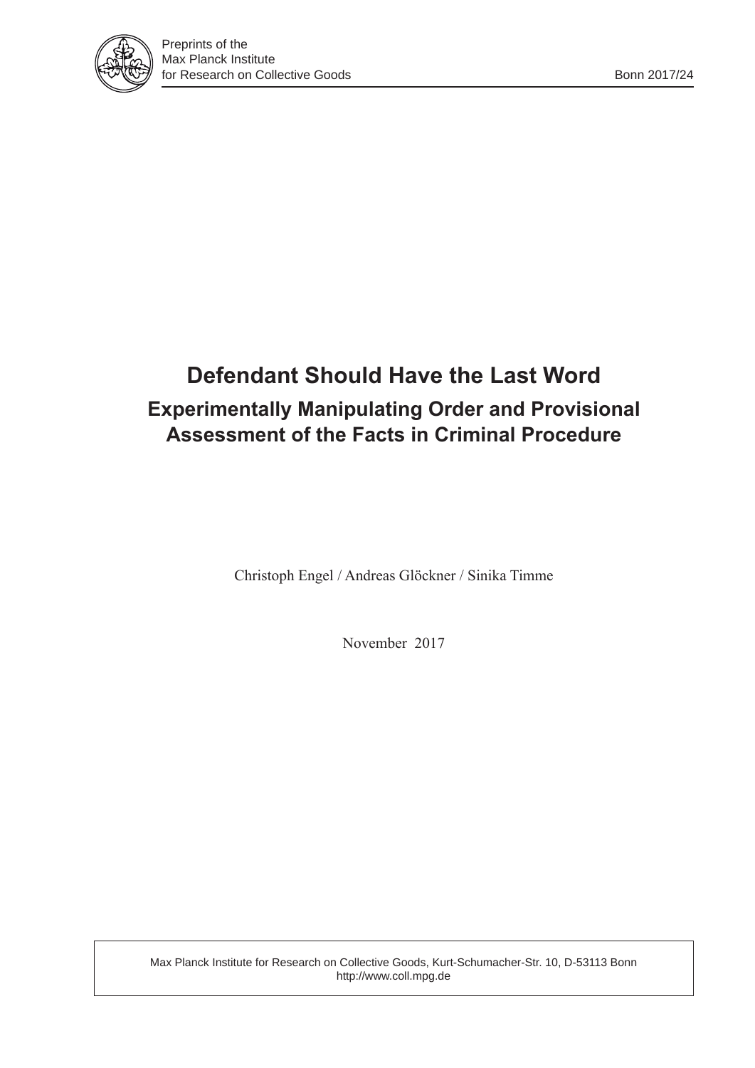Preprints of the
Max Planck Institute
for Research on Collective Goods

Bonn 2017/24

# Defendant Should Have the Last Word

## Experimentally Manipulating Order and Provisional Assessment of the Facts in Criminal Procedure

Christoph Engel / Andreas Glöckner / Sinika Timme

November 2017

Max Planck Institute for Research on Collective Goods, Kurt-Schumacher-Str. 10, D-53113 Bonn
http://www.coll.mpg.de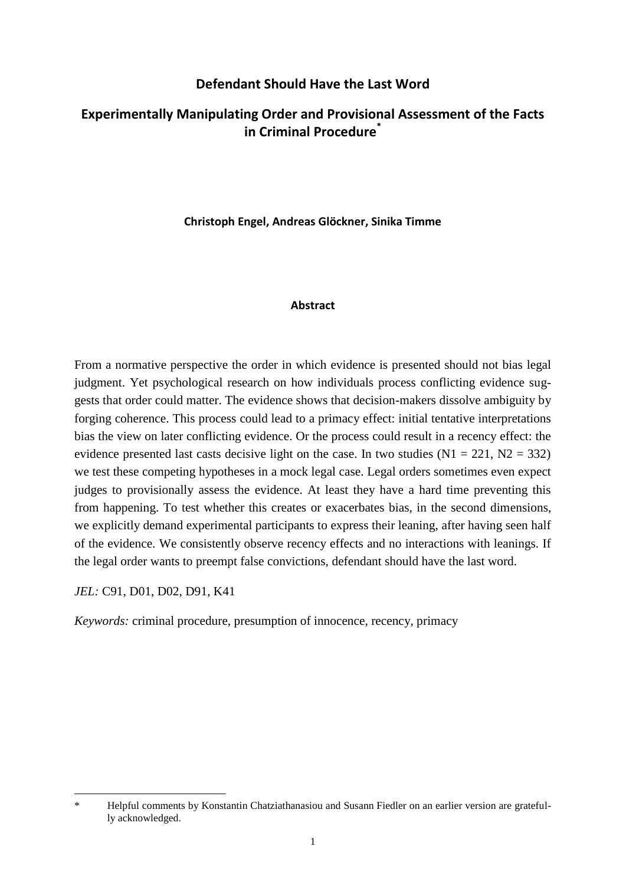# Defendant Should Have the Last Word

## Experimentally Manipulating Order and Provisional Assessment of the Facts in Criminal Procedure*

**Christoph Engel, Andreas Glöckner, Sinika Timme**

**Abstract**

From a normative perspective the order in which evidence is presented should not bias legal judgment. Yet psychological research on how individuals process conflicting evidence suggests that order could matter. The evidence shows that decision-makers dissolve ambiguity by forging coherence. This process could lead to a primacy effect: initial tentative interpretations bias the view on later conflicting evidence. Or the process could result in a recency effect: the evidence presented last casts decisive light on the case. In two studies ($N1 = 221$, $N2 = 332$) we test these competing hypotheses in a mock legal case. Legal orders sometimes even expect judges to provisionally assess the evidence. At least they have a hard time preventing this from happening. To test whether this creates or exacerbates bias, in the second dimensions, we explicitly demand experimental participants to express their leaning, after having seen half of the evidence. We consistently observe recency effects and no interactions with leanings. If the legal order wants to preempt false convictions, defendant should have the last word.

*JEL:* C91, D01, D02, D91, K41

*Keywords:* criminal procedure, presumption of innocence, recency, primacy

---

* Helpful comments by Konstantin Chatziathanasiou and Susann Fiedler on an earlier version are gratefully acknowledged.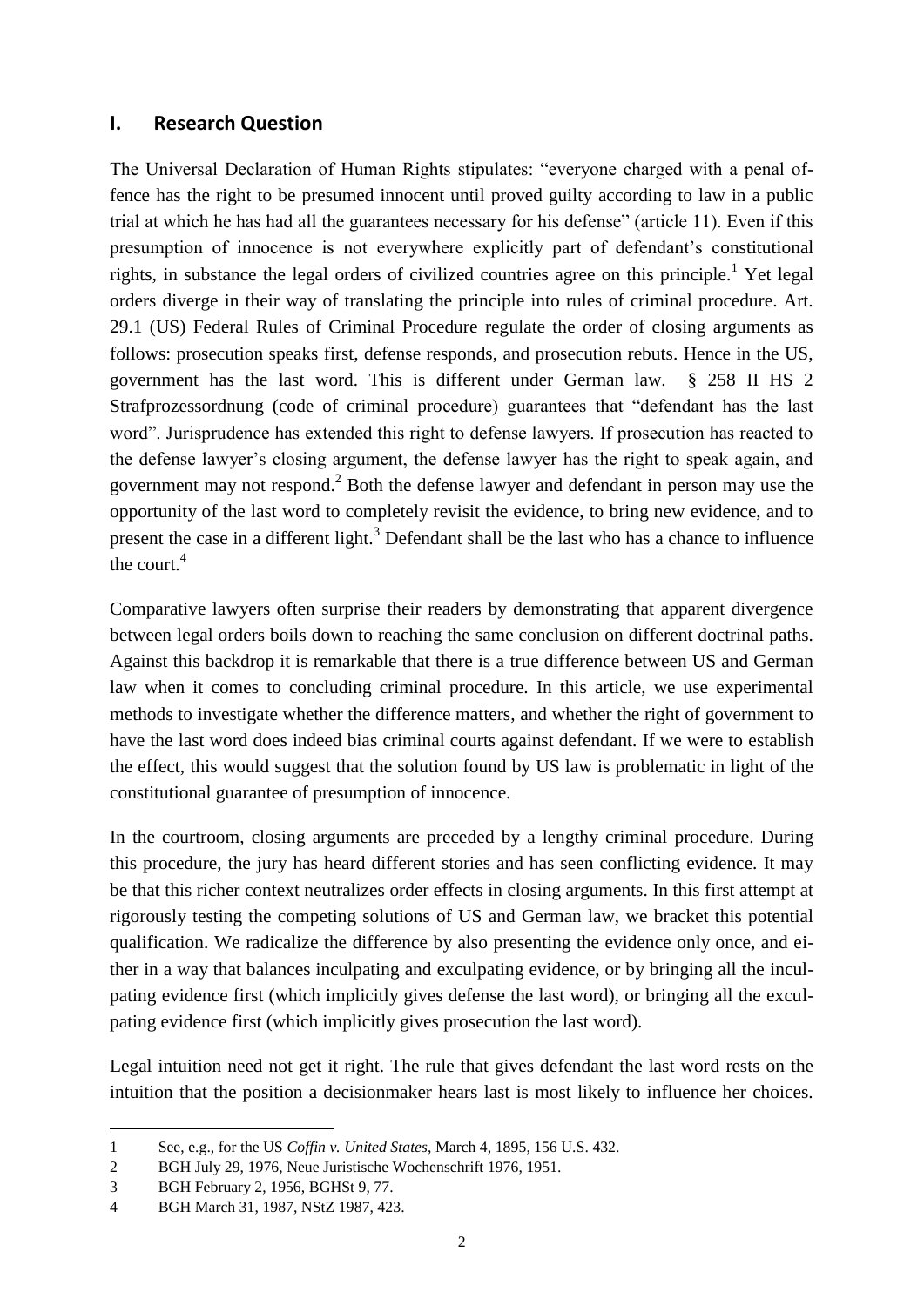## I. Research Question

The Universal Declaration of Human Rights stipulates: "everyone charged with a penal offence has the right to be presumed innocent until proved guilty according to law in a public trial at which he has had all the guarantees necessary for his defense" (article 11). Even if this presumption of innocence is not everywhere explicitly part of defendant's constitutional rights, in substance the legal orders of civilized countries agree on this principle.[1] Yet legal orders diverge in their way of translating the principle into rules of criminal procedure. Art. 29.1 (US) Federal Rules of Criminal Procedure regulate the order of closing arguments as follows: prosecution speaks first, defense responds, and prosecution rebuts. Hence in the US, government has the last word. This is different under German law. § 258 II HS 2 Strafprozessordnung (code of criminal procedure) guarantees that "defendant has the last word". Jurisprudence has extended this right to defense lawyers. If prosecution has reacted to the defense lawyer's closing argument, the defense lawyer has the right to speak again, and government may not respond.[2] Both the defense lawyer and defendant in person may use the opportunity of the last word to completely revisit the evidence, to bring new evidence, and to present the case in a different light.[3] Defendant shall be the last who has a chance to influence the court.[4]

Comparative lawyers often surprise their readers by demonstrating that apparent divergence between legal orders boils down to reaching the same conclusion on different doctrinal paths. Against this backdrop it is remarkable that there is a true difference between US and German law when it comes to concluding criminal procedure. In this article, we use experimental methods to investigate whether the difference matters, and whether the right of government to have the last word does indeed bias criminal courts against defendant. If we were to establish the effect, this would suggest that the solution found by US law is problematic in light of the constitutional guarantee of presumption of innocence.

In the courtroom, closing arguments are preceded by a lengthy criminal procedure. During this procedure, the jury has heard different stories and has seen conflicting evidence. It may be that this richer context neutralizes order effects in closing arguments. In this first attempt at rigorously testing the competing solutions of US and German law, we bracket this potential qualification. We radicalize the difference by also presenting the evidence only once, and either in a way that balances inculpating and exculpating evidence, or by bringing all the inculpating evidence first (which implicitly gives defense the last word), or bringing all the exculpating evidence first (which implicitly gives prosecution the last word).

Legal intuition need not get it right. The rule that gives defendant the last word rests on the intuition that the position a decisionmaker hears last is most likely to influence her choices.

---

1 See, e.g., for the US *Coffin v. United States*, March 4, 1895, 156 U.S. 432.

2 BGH July 29, 1976, Neue Juristische Wochenschrift 1976, 1951.

3 BGH February 2, 1956, BGHSt 9, 77.

4 BGH March 31, 1987, NStZ 1987, 423.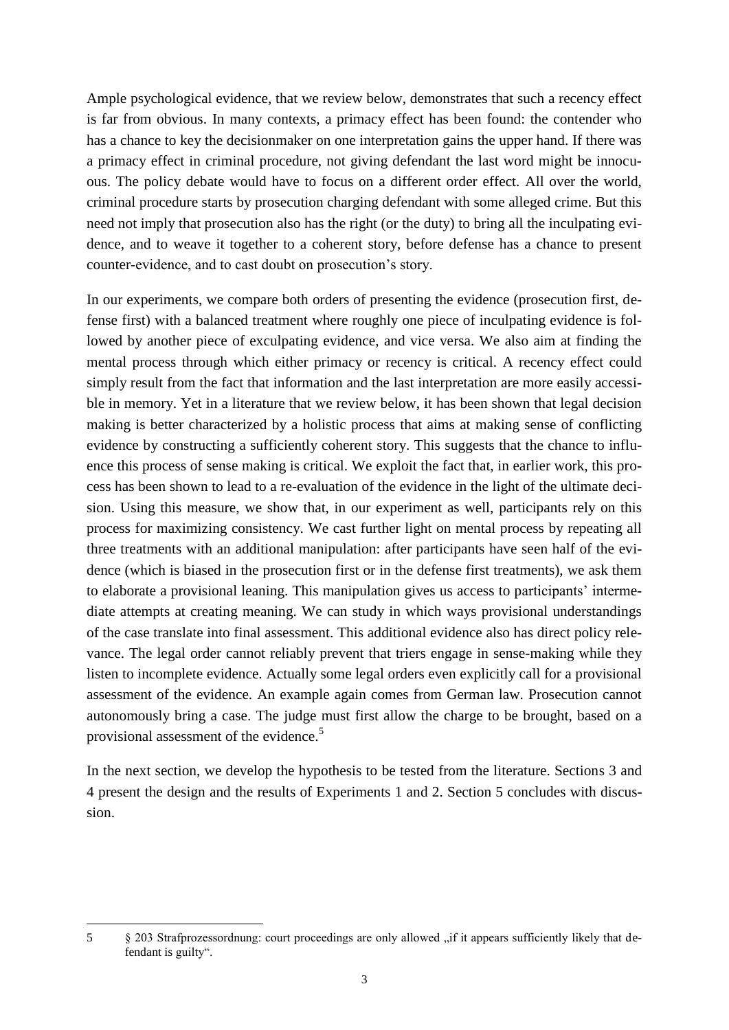Ample psychological evidence, that we review below, demonstrates that such a recency effect is far from obvious. In many contexts, a primacy effect has been found: the contender who has a chance to key the decisionmaker on one interpretation gains the upper hand. If there was a primacy effect in criminal procedure, not giving defendant the last word might be innocuous. The policy debate would have to focus on a different order effect. All over the world, criminal procedure starts by prosecution charging defendant with some alleged crime. But this need not imply that prosecution also has the right (or the duty) to bring all the inculpating evidence, and to weave it together to a coherent story, before defense has a chance to present counter-evidence, and to cast doubt on prosecution's story.

In our experiments, we compare both orders of presenting the evidence (prosecution first, defense first) with a balanced treatment where roughly one piece of inculpating evidence is followed by another piece of exculpating evidence, and vice versa. We also aim at finding the mental process through which either primacy or recency is critical. A recency effect could simply result from the fact that information and the last interpretation are more easily accessible in memory. Yet in a literature that we review below, it has been shown that legal decision making is better characterized by a holistic process that aims at making sense of conflicting evidence by constructing a sufficiently coherent story. This suggests that the chance to influence this process of sense making is critical. We exploit the fact that, in earlier work, this process has been shown to lead to a re-evaluation of the evidence in the light of the ultimate decision. Using this measure, we show that, in our experiment as well, participants rely on this process for maximizing consistency. We cast further light on mental process by repeating all three treatments with an additional manipulation: after participants have seen half of the evidence (which is biased in the prosecution first or in the defense first treatments), we ask them to elaborate a provisional leaning. This manipulation gives us access to participants' intermediate attempts at creating meaning. We can study in which ways provisional understandings of the case translate into final assessment. This additional evidence also has direct policy relevance. The legal order cannot reliably prevent that triers engage in sense-making while they listen to incomplete evidence. Actually some legal orders even explicitly call for a provisional assessment of the evidence. An example again comes from German law. Prosecution cannot autonomously bring a case. The judge must first allow the charge to be brought, based on a provisional assessment of the evidence.[5]

In the next section, we develop the hypothesis to be tested from the literature. Sections 3 and 4 present the design and the results of Experiments 1 and 2. Section 5 concludes with discussion.

---

5 § 203 Strafprozessordnung: court proceedings are only allowed „if it appears sufficiently likely that defendant is guilty".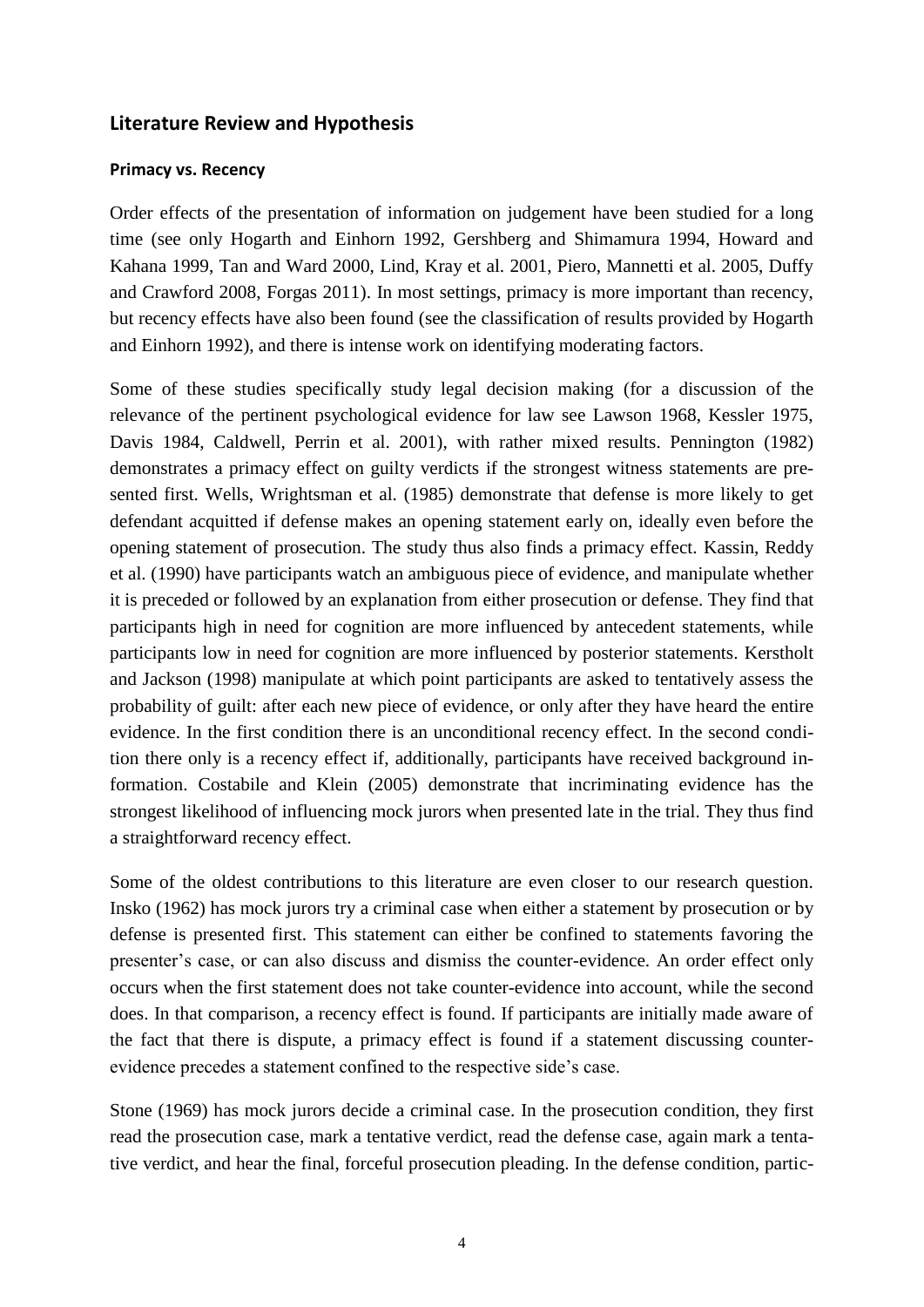## Literature Review and Hypothesis

### Primacy vs. Recency

Order effects of the presentation of information on judgement have been studied for a long time (see only Hogarth and Einhorn 1992, Gershberg and Shimamura 1994, Howard and Kahana 1999, Tan and Ward 2000, Lind, Kray et al. 2001, Piero, Mannetti et al. 2005, Duffy and Crawford 2008, Forgas 2011). In most settings, primacy is more important than recency, but recency effects have also been found (see the classification of results provided by Hogarth and Einhorn 1992), and there is intense work on identifying moderating factors.

Some of these studies specifically study legal decision making (for a discussion of the relevance of the pertinent psychological evidence for law see Lawson 1968, Kessler 1975, Davis 1984, Caldwell, Perrin et al. 2001), with rather mixed results. Pennington (1982) demonstrates a primacy effect on guilty verdicts if the strongest witness statements are presented first. Wells, Wrightsman et al. (1985) demonstrate that defense is more likely to get defendant acquitted if defense makes an opening statement early on, ideally even before the opening statement of prosecution. The study thus also finds a primacy effect. Kassin, Reddy et al. (1990) have participants watch an ambiguous piece of evidence, and manipulate whether it is preceded or followed by an explanation from either prosecution or defense. They find that participants high in need for cognition are more influenced by antecedent statements, while participants low in need for cognition are more influenced by posterior statements. Kerstholt and Jackson (1998) manipulate at which point participants are asked to tentatively assess the probability of guilt: after each new piece of evidence, or only after they have heard the entire evidence. In the first condition there is an unconditional recency effect. In the second condition there only is a recency effect if, additionally, participants have received background information. Costabile and Klein (2005) demonstrate that incriminating evidence has the strongest likelihood of influencing mock jurors when presented late in the trial. They thus find a straightforward recency effect.

Some of the oldest contributions to this literature are even closer to our research question. Insko (1962) has mock jurors try a criminal case when either a statement by prosecution or by defense is presented first. This statement can either be confined to statements favoring the presenter's case, or can also discuss and dismiss the counter-evidence. An order effect only occurs when the first statement does not take counter-evidence into account, while the second does. In that comparison, a recency effect is found. If participants are initially made aware of the fact that there is dispute, a primacy effect is found if a statement discussing counter-evidence precedes a statement confined to the respective side's case.

Stone (1969) has mock jurors decide a criminal case. In the prosecution condition, they first read the prosecution case, mark a tentative verdict, read the defense case, again mark a tentative verdict, and hear the final, forceful prosecution pleading. In the defense condition, partic-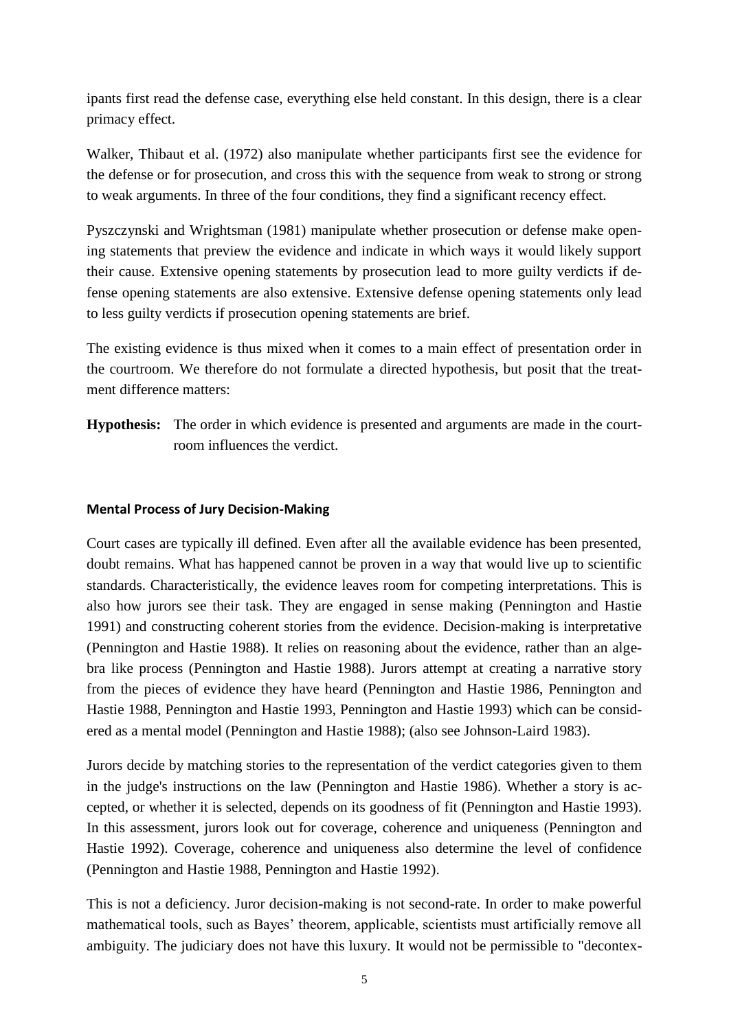ipants first read the defense case, everything else held constant. In this design, there is a clear primacy effect.

Walker, Thibaut et al. (1972) also manipulate whether participants first see the evidence for the defense or for prosecution, and cross this with the sequence from weak to strong or strong to weak arguments. In three of the four conditions, they find a significant recency effect.

Pyszczynski and Wrightsman (1981) manipulate whether prosecution or defense make opening statements that preview the evidence and indicate in which ways it would likely support their cause. Extensive opening statements by prosecution lead to more guilty verdicts if defense opening statements are also extensive. Extensive defense opening statements only lead to less guilty verdicts if prosecution opening statements are brief.

The existing evidence is thus mixed when it comes to a main effect of presentation order in the courtroom. We therefore do not formulate a directed hypothesis, but posit that the treatment difference matters:

**Hypothesis:** The order in which evidence is presented and arguments are made in the courtroom influences the verdict.

#### Mental Process of Jury Decision-Making

Court cases are typically ill defined. Even after all the available evidence has been presented, doubt remains. What has happened cannot be proven in a way that would live up to scientific standards. Characteristically, the evidence leaves room for competing interpretations. This is also how jurors see their task. They are engaged in sense making (Pennington and Hastie 1991) and constructing coherent stories from the evidence. Decision-making is interpretative (Pennington and Hastie 1988). It relies on reasoning about the evidence, rather than an algebra like process (Pennington and Hastie 1988). Jurors attempt at creating a narrative story from the pieces of evidence they have heard (Pennington and Hastie 1986, Pennington and Hastie 1988, Pennington and Hastie 1993, Pennington and Hastie 1993) which can be considered as a mental model (Pennington and Hastie 1988); (also see Johnson-Laird 1983).

Jurors decide by matching stories to the representation of the verdict categories given to them in the judge's instructions on the law (Pennington and Hastie 1986). Whether a story is accepted, or whether it is selected, depends on its goodness of fit (Pennington and Hastie 1993). In this assessment, jurors look out for coverage, coherence and uniqueness (Pennington and Hastie 1992). Coverage, coherence and uniqueness also determine the level of confidence (Pennington and Hastie 1988, Pennington and Hastie 1992).

This is not a deficiency. Juror decision-making is not second-rate. In order to make powerful mathematical tools, such as Bayes' theorem, applicable, scientists must artificially remove all ambiguity. The judiciary does not have this luxury. It would not be permissible to "decontex-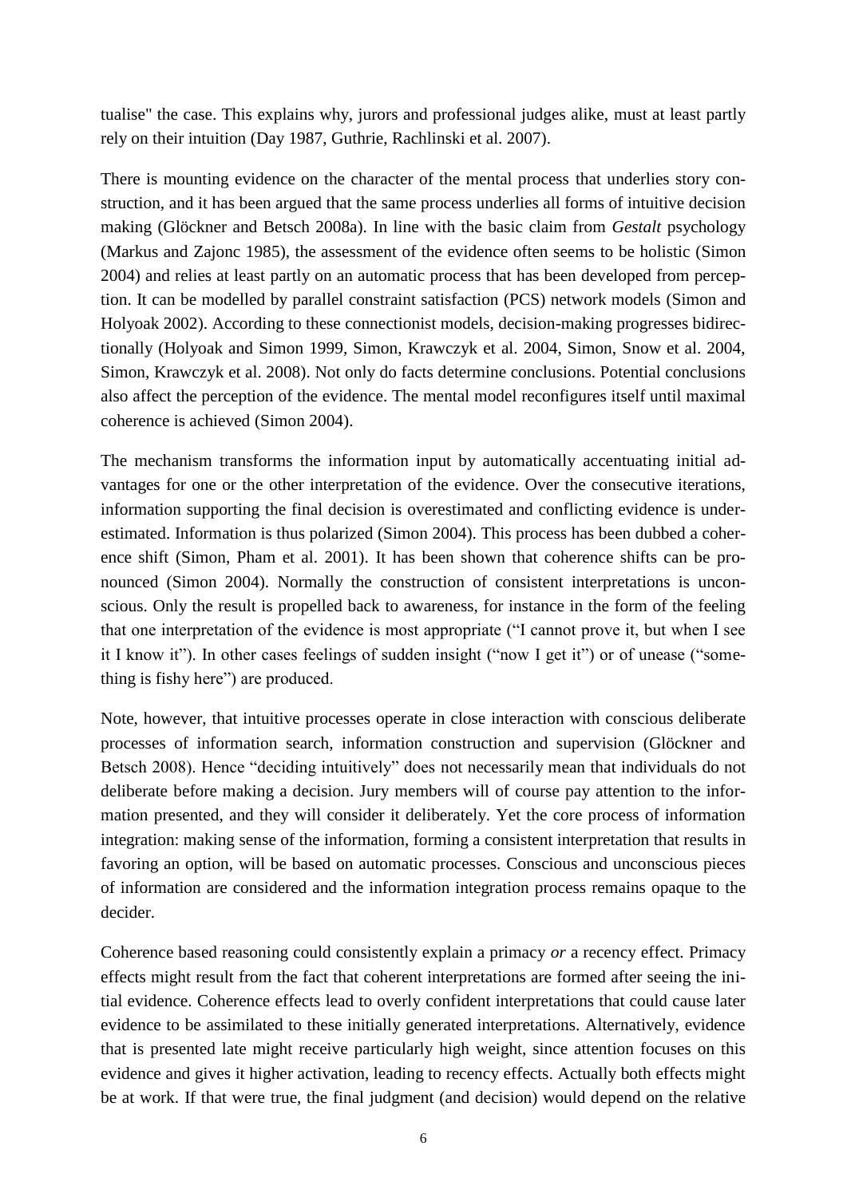tualise" the case. This explains why, jurors and professional judges alike, must at least partly rely on their intuition (Day 1987, Guthrie, Rachlinski et al. 2007).

There is mounting evidence on the character of the mental process that underlies story construction, and it has been argued that the same process underlies all forms of intuitive decision making (Glöckner and Betsch 2008a). In line with the basic claim from *Gestalt* psychology (Markus and Zajonc 1985), the assessment of the evidence often seems to be holistic (Simon 2004) and relies at least partly on an automatic process that has been developed from perception. It can be modelled by parallel constraint satisfaction (PCS) network models (Simon and Holyoak 2002). According to these connectionist models, decision-making progresses bidirectionally (Holyoak and Simon 1999, Simon, Krawczyk et al. 2004, Simon, Snow et al. 2004, Simon, Krawczyk et al. 2008). Not only do facts determine conclusions. Potential conclusions also affect the perception of the evidence. The mental model reconfigures itself until maximal coherence is achieved (Simon 2004).

The mechanism transforms the information input by automatically accentuating initial advantages for one or the other interpretation of the evidence. Over the consecutive iterations, information supporting the final decision is overestimated and conflicting evidence is underestimated. Information is thus polarized (Simon 2004). This process has been dubbed a coherence shift (Simon, Pham et al. 2001). It has been shown that coherence shifts can be pronounced (Simon 2004). Normally the construction of consistent interpretations is unconscious. Only the result is propelled back to awareness, for instance in the form of the feeling that one interpretation of the evidence is most appropriate ("I cannot prove it, but when I see it I know it"). In other cases feelings of sudden insight ("now I get it") or of unease ("something is fishy here") are produced.

Note, however, that intuitive processes operate in close interaction with conscious deliberate processes of information search, information construction and supervision (Glöckner and Betsch 2008). Hence "deciding intuitively" does not necessarily mean that individuals do not deliberate before making a decision. Jury members will of course pay attention to the information presented, and they will consider it deliberately. Yet the core process of information integration: making sense of the information, forming a consistent interpretation that results in favoring an option, will be based on automatic processes. Conscious and unconscious pieces of information are considered and the information integration process remains opaque to the decider.

Coherence based reasoning could consistently explain a primacy *or* a recency effect. Primacy effects might result from the fact that coherent interpretations are formed after seeing the initial evidence. Coherence effects lead to overly confident interpretations that could cause later evidence to be assimilated to these initially generated interpretations. Alternatively, evidence that is presented late might receive particularly high weight, since attention focuses on this evidence and gives it higher activation, leading to recency effects. Actually both effects might be at work. If that were true, the final judgment (and decision) would depend on the relative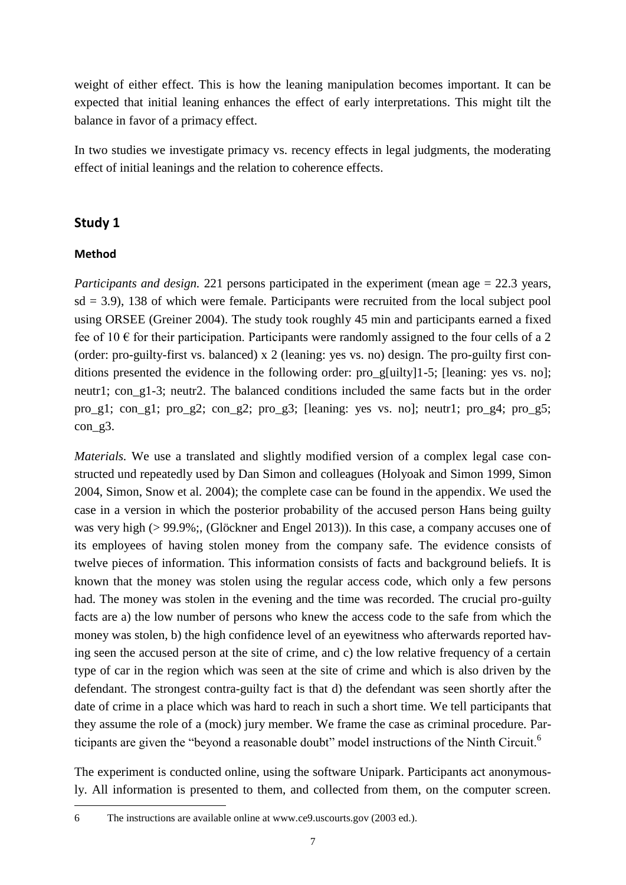weight of either effect. This is how the leaning manipulation becomes important. It can be expected that initial leaning enhances the effect of early interpretations. This might tilt the balance in favor of a primacy effect.

In two studies we investigate primacy vs. recency effects in legal judgments, the moderating effect of initial leanings and the relation to coherence effects.

## Study 1

### Method

*Participants and design.* 221 persons participated in the experiment (mean age = 22.3 years, sd = 3.9), 138 of which were female. Participants were recruited from the local subject pool using ORSEE (Greiner 2004). The study took roughly 45 min and participants earned a fixed fee of 10 € for their participation. Participants were randomly assigned to the four cells of a 2 (order: pro-guilty-first vs. balanced) x 2 (leaning: yes vs. no) design. The pro-guilty first conditions presented the evidence in the following order: pro_g[uilty]1-5; [leaning: yes vs. no]; neutr1; con_g1-3; neutr2. The balanced conditions included the same facts but in the order pro_g1; con_g1; pro_g2; con_g2; pro_g3; [leaning: yes vs. no]; neutr1; pro_g4; pro_g5; con_g3.

*Materials.* We use a translated and slightly modified version of a complex legal case constructed und repeatedly used by Dan Simon and colleagues (Holyoak and Simon 1999, Simon 2004, Simon, Snow et al. 2004); the complete case can be found in the appendix. We used the case in a version in which the posterior probability of the accused person Hans being guilty was very high (> 99.9%;, (Glöckner and Engel 2013)). In this case, a company accuses one of its employees of having stolen money from the company safe. The evidence consists of twelve pieces of information. This information consists of facts and background beliefs. It is known that the money was stolen using the regular access code, which only a few persons had. The money was stolen in the evening and the time was recorded. The crucial pro-guilty facts are a) the low number of persons who knew the access code to the safe from which the money was stolen, b) the high confidence level of an eyewitness who afterwards reported having seen the accused person at the site of crime, and c) the low relative frequency of a certain type of car in the region which was seen at the site of crime and which is also driven by the defendant. The strongest contra-guilty fact is that d) the defendant was seen shortly after the date of crime in a place which was hard to reach in such a short time. We tell participants that they assume the role of a (mock) jury member. We frame the case as criminal procedure. Participants are given the "beyond a reasonable doubt" model instructions of the Ninth Circuit.[6]

The experiment is conducted online, using the software Unipark. Participants act anonymously. All information is presented to them, and collected from them, on the computer screen.

6 The instructions are available online at www.ce9.uscourts.gov (2003 ed.).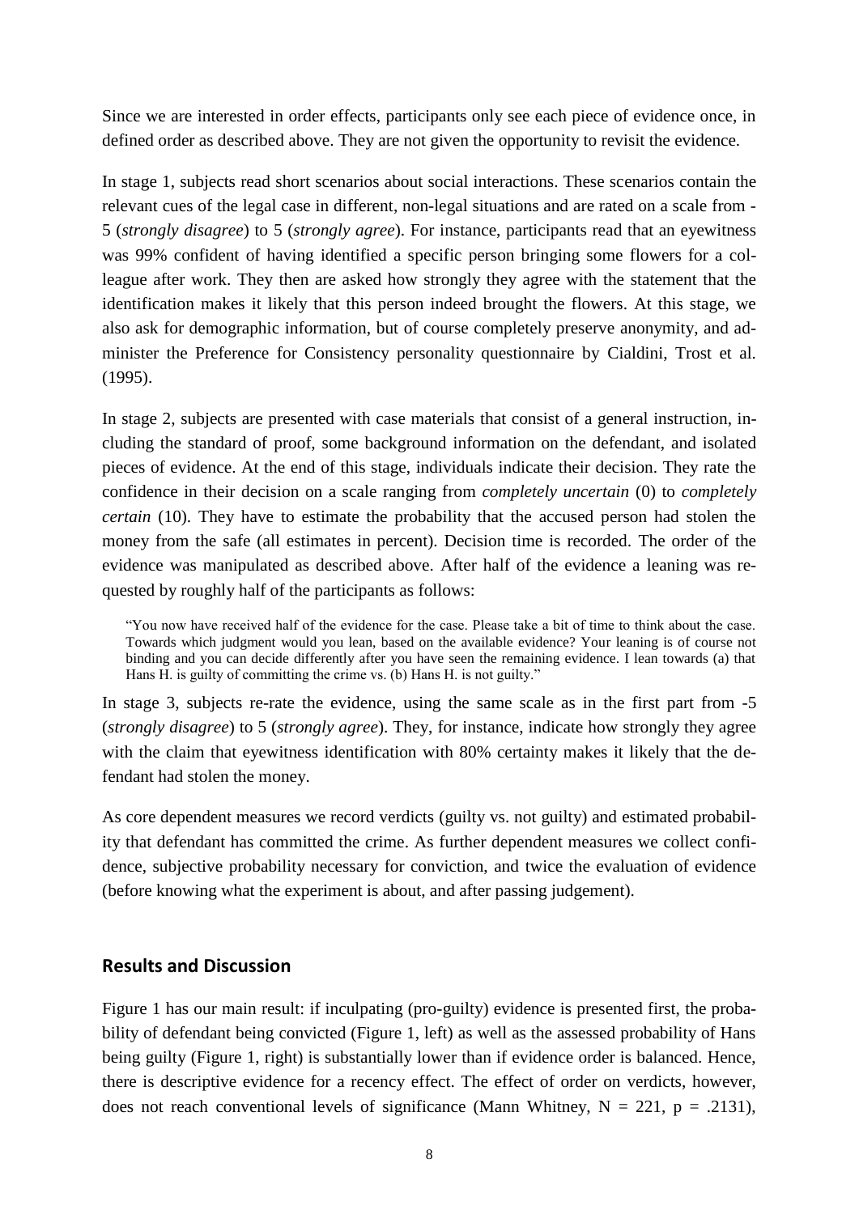Since we are interested in order effects, participants only see each piece of evidence once, in defined order as described above. They are not given the opportunity to revisit the evidence.

In stage 1, subjects read short scenarios about social interactions. These scenarios contain the relevant cues of the legal case in different, non-legal situations and are rated on a scale from -5 (*strongly disagree*) to 5 (*strongly agree*). For instance, participants read that an eyewitness was 99% confident of having identified a specific person bringing some flowers for a colleague after work. They then are asked how strongly they agree with the statement that the identification makes it likely that this person indeed brought the flowers. At this stage, we also ask for demographic information, but of course completely preserve anonymity, and administer the Preference for Consistency personality questionnaire by Cialdini, Trost et al. (1995).

In stage 2, subjects are presented with case materials that consist of a general instruction, including the standard of proof, some background information on the defendant, and isolated pieces of evidence. At the end of this stage, individuals indicate their decision. They rate the confidence in their decision on a scale ranging from *completely uncertain* (0) to *completely certain* (10). They have to estimate the probability that the accused person had stolen the money from the safe (all estimates in percent). Decision time is recorded. The order of the evidence was manipulated as described above. After half of the evidence a leaning was requested by roughly half of the participants as follows:

> "You now have received half of the evidence for the case. Please take a bit of time to think about the case. Towards which judgment would you lean, based on the available evidence? Your leaning is of course not binding and you can decide differently after you have seen the remaining evidence. I lean towards (a) that Hans H. is guilty of committing the crime vs. (b) Hans H. is not guilty."

In stage 3, subjects re-rate the evidence, using the same scale as in the first part from -5 (*strongly disagree*) to 5 (*strongly agree*). They, for instance, indicate how strongly they agree with the claim that eyewitness identification with 80% certainty makes it likely that the defendant had stolen the money.

As core dependent measures we record verdicts (guilty vs. not guilty) and estimated probability that defendant has committed the crime. As further dependent measures we collect confidence, subjective probability necessary for conviction, and twice the evaluation of evidence (before knowing what the experiment is about, and after passing judgement).

## Results and Discussion

Figure 1 has our main result: if inculpating (pro-guilty) evidence is presented first, the probability of defendant being convicted (Figure 1, left) as well as the assessed probability of Hans being guilty (Figure 1, right) is substantially lower than if evidence order is balanced. Hence, there is descriptive evidence for a recency effect. The effect of order on verdicts, however, does not reach conventional levels of significance (Mann Whitney, $N = 221$, $p = .2131$),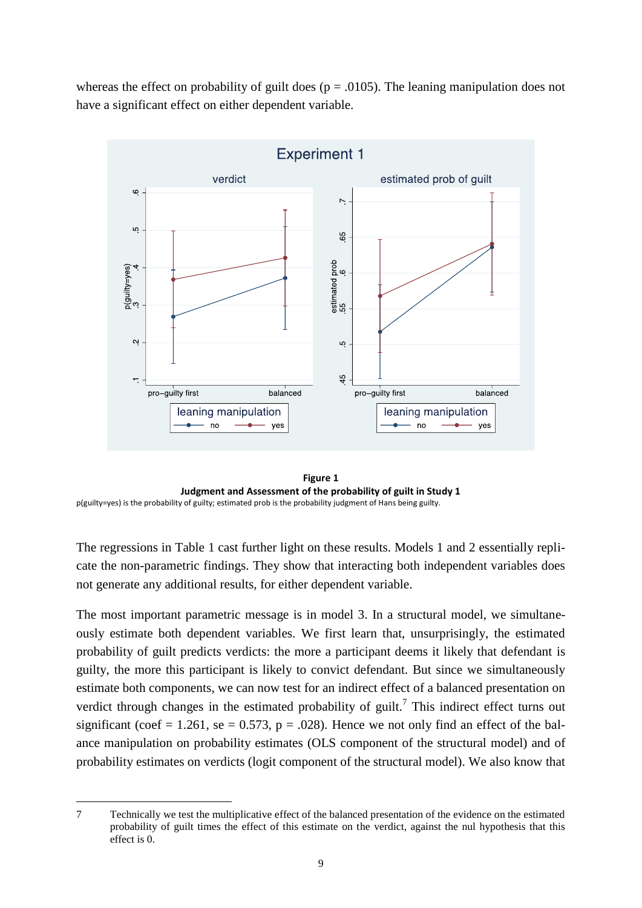whereas the effect on probability of guilt does (p = .0105). The leaning manipulation does not have a significant effect on either dependent variable.

**Figure 1**
**Judgment and Assessment of the probability of guilt in Study 1**
p(guilty=yes) is the probability of guilty; estimated prob is the probability judgment of Hans being guilty.

The regressions in Table 1 cast further light on these results. Models 1 and 2 essentially replicate the non-parametric findings. They show that interacting both independent variables does not generate any additional results, for either dependent variable.

The most important parametric message is in model 3. In a structural model, we simultaneously estimate both dependent variables. We first learn that, unsurprisingly, the estimated probability of guilt predicts verdicts: the more a participant deems it likely that defendant is guilty, the more this participant is likely to convict defendant. But since we simultaneously estimate both components, we can now test for an indirect effect of a balanced presentation on verdict through changes in the estimated probability of guilt.[7] This indirect effect turns out significant (coef = 1.261, se = 0.573, p = .028). Hence we not only find an effect of the balance manipulation on probability estimates (OLS component of the structural model) and of probability estimates on verdicts (logit component of the structural model). We also know that

7 Technically we test the multiplicative effect of the balanced presentation of the evidence on the estimated probability of guilt times the effect of this estimate on the verdict, against the nul hypothesis that this effect is 0.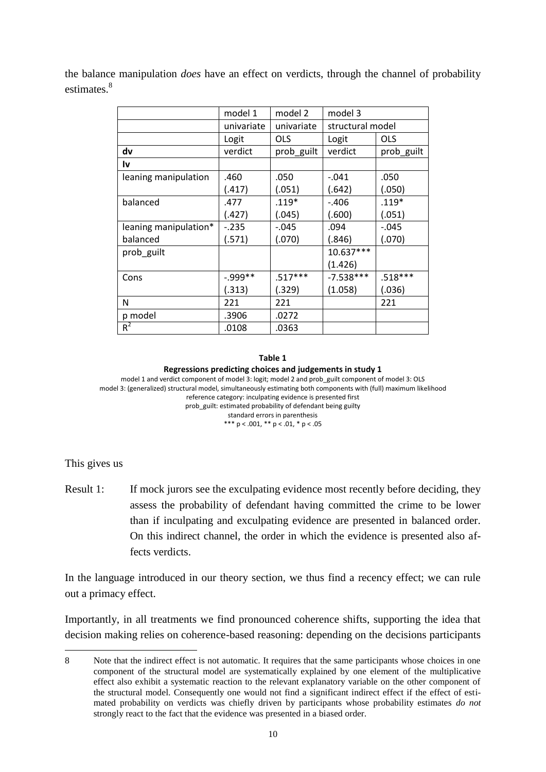the balance manipulation *does* have an effect on verdicts, through the channel of probability estimates.[8]

| | model 1 | model 2 | model 3 | |
|---|---|---|---|---|
| | univariate | univariate | structural model | |
| | Logit | OLS | Logit | OLS |
| **dv** | verdict | prob_guilt | verdict | prob_guilt |
| **Iv** | | | | |
| leaning manipulation | .460<br>(.417) | .050<br>(.051) | -.041<br>(.642) | .050<br>(.050) |
| balanced | .477<br>(.427) | .119*<br>(.045) | -.406<br>(.600) | .119*<br>(.051) |
| leaning manipulation* balanced | -.235<br>(.571) | -.045<br>(.070) | .094<br>(.846) | -.045<br>(.070) |
| prob_guilt | | | 10.637***<br>(1.426) | |
| Cons | -.999**<br>(.313) | .517***<br>(.329) | -7.538***<br>(1.058) | .518***<br>(.036) |
| N | 221 | 221 | | 221 |
| p model | .3906 | .0272 | | |
| $R^2$ | .0108 | .0363 | | |

**Table 1**

**Regressions predicting choices and judgements in study 1**

model 1 and verdict component of model 3: logit; model 2 and prob_guilt component of model 3: OLS
model 3: (generalized) structural model, simultaneously estimating both components with (full) maximum likelihood
reference category: inculpating evidence is presented first
prob_guilt: estimated probability of defendant being guilty
standard errors in parenthesis
*** p < .001, ** p < .01, * p < .05

This gives us

Result 1: If mock jurors see the exculpating evidence most recently before deciding, they assess the probability of defendant having committed the crime to be lower than if inculpating and exculpating evidence are presented in balanced order. On this indirect channel, the order in which the evidence is presented also affects verdicts.

In the language introduced in our theory section, we thus find a recency effect; we can rule out a primacy effect.

Importantly, in all treatments we find pronounced coherence shifts, supporting the idea that decision making relies on coherence-based reasoning: depending on the decisions participants

---

8 Note that the indirect effect is not automatic. It requires that the same participants whose choices in one component of the structural model are systematically explained by one element of the multiplicative effect also exhibit a systematic reaction to the relevant explanatory variable on the other component of the structural model. Consequently one would not find a significant indirect effect if the effect of estimated probability on verdicts was chiefly driven by participants whose probability estimates *do not* strongly react to the fact that the evidence was presented in a biased order.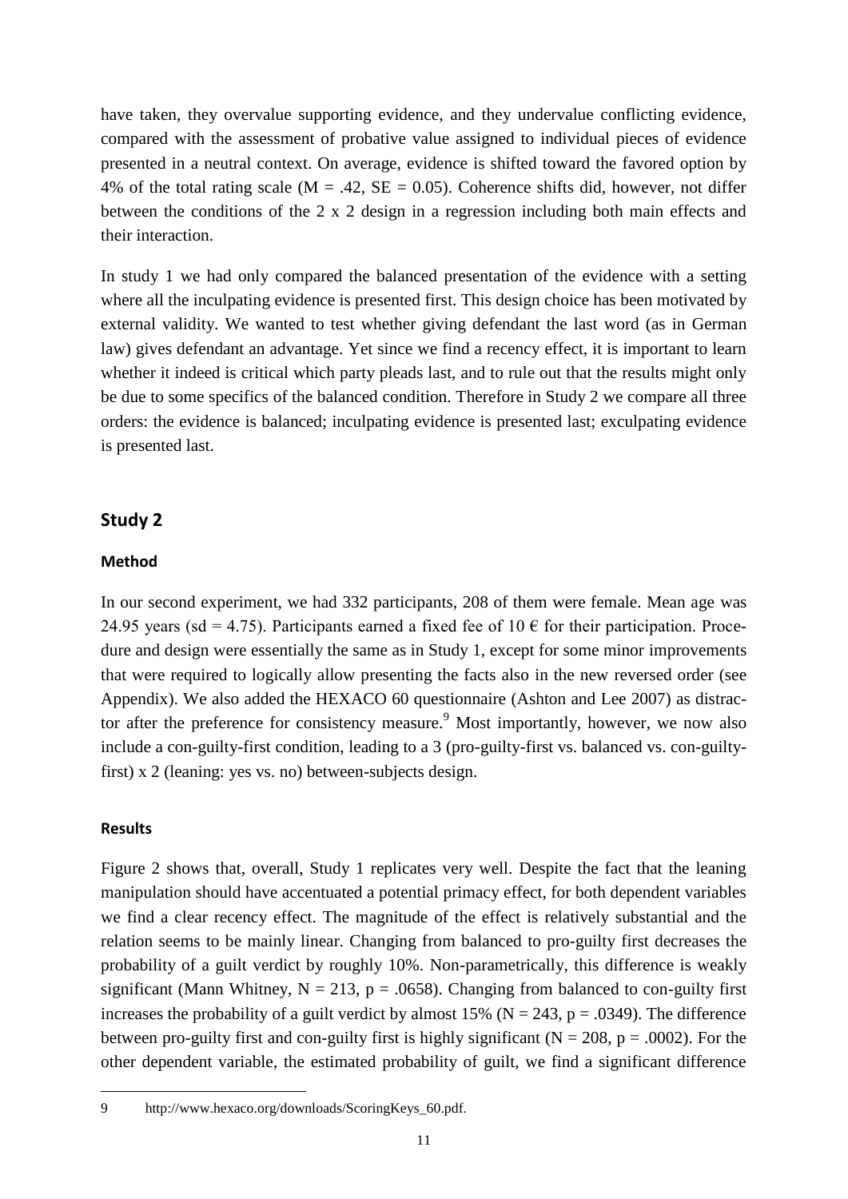have taken, they overvalue supporting evidence, and they undervalue conflicting evidence, compared with the assessment of probative value assigned to individual pieces of evidence presented in a neutral context. On average, evidence is shifted toward the favored option by 4% of the total rating scale ($M = .42$, $SE = 0.05$). Coherence shifts did, however, not differ between the conditions of the 2 x 2 design in a regression including both main effects and their interaction.

In study 1 we had only compared the balanced presentation of the evidence with a setting where all the inculpating evidence is presented first. This design choice has been motivated by external validity. We wanted to test whether giving defendant the last word (as in German law) gives defendant an advantage. Yet since we find a recency effect, it is important to learn whether it indeed is critical which party pleads last, and to rule out that the results might only be due to some specifics of the balanced condition. Therefore in Study 2 we compare all three orders: the evidence is balanced; inculpating evidence is presented last; exculpating evidence is presented last.

## Study 2

### Method

In our second experiment, we had 332 participants, 208 of them were female. Mean age was 24.95 years (sd = 4.75). Participants earned a fixed fee of 10 € for their participation. Procedure and design were essentially the same as in Study 1, except for some minor improvements that were required to logically allow presenting the facts also in the new reversed order (see Appendix). We also added the HEXACO 60 questionnaire (Ashton and Lee 2007) as distractor after the preference for consistency measure.[9] Most importantly, however, we now also include a con-guilty-first condition, leading to a 3 (pro-guilty-first vs. balanced vs. con-guilty-first) x 2 (leaning: yes vs. no) between-subjects design.

### Results

Figure 2 shows that, overall, Study 1 replicates very well. Despite the fact that the leaning manipulation should have accentuated a potential primacy effect, for both dependent variables we find a clear recency effect. The magnitude of the effect is relatively substantial and the relation seems to be mainly linear. Changing from balanced to pro-guilty first decreases the probability of a guilt verdict by roughly 10%. Non-parametrically, this difference is weakly significant (Mann Whitney, $N = 213$, $p = .0658$). Changing from balanced to con-guilty first increases the probability of a guilt verdict by almost 15% ($N = 243$, $p = .0349$). The difference between pro-guilty first and con-guilty first is highly significant ($N = 208$, $p = .0002$). For the other dependent variable, the estimated probability of guilt, we find a significant difference

9 http://www.hexaco.org/downloads/ScoringKeys_60.pdf.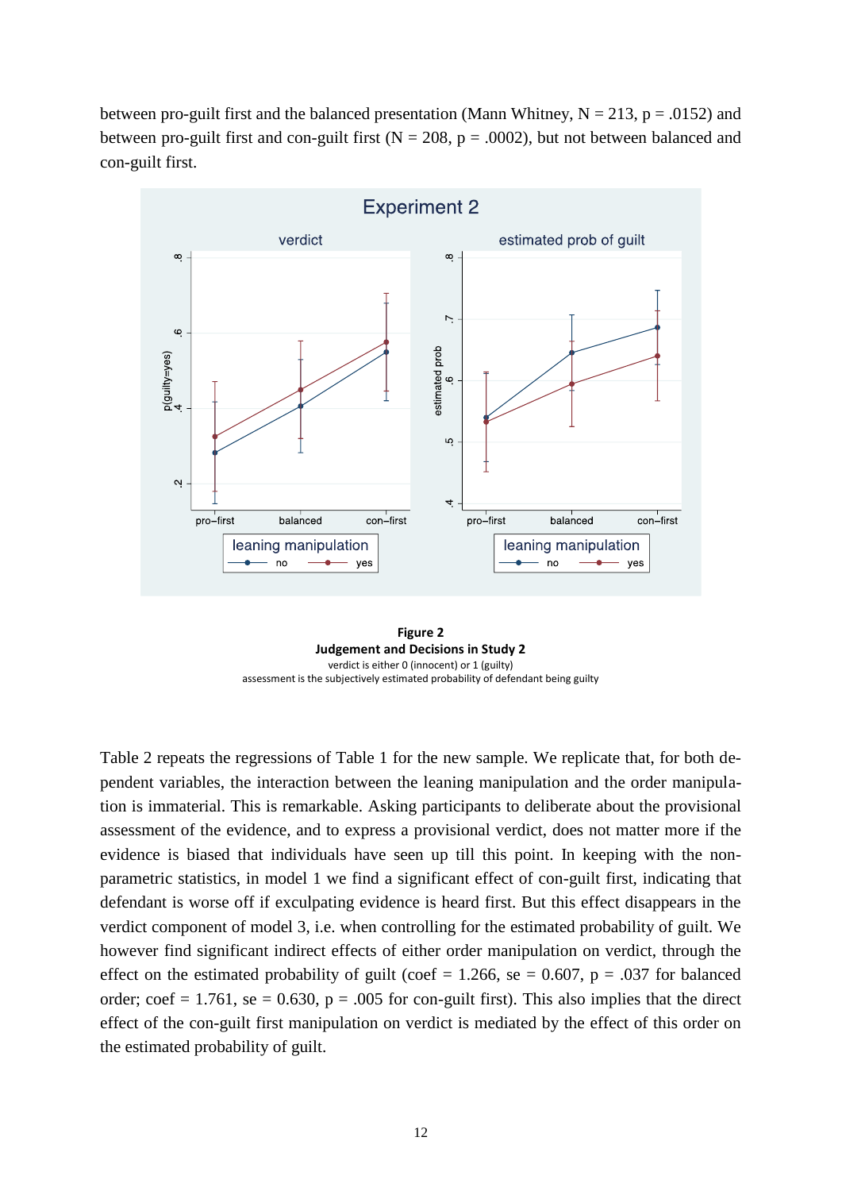between pro-guilt first and the balanced presentation (Mann Whitney, N = 213, p = .0152) and between pro-guilt first and con-guilt first (N = 208, p = .0002), but not between balanced and con-guilt first.

**Figure 2**
**Judgement and Decisions in Study 2**
verdict is either 0 (innocent) or 1 (guilty)
assessment is the subjectively estimated probability of defendant being guilty

Table 2 repeats the regressions of Table 1 for the new sample. We replicate that, for both dependent variables, the interaction between the leaning manipulation and the order manipulation is immaterial. This is remarkable. Asking participants to deliberate about the provisional assessment of the evidence, and to express a provisional verdict, does not matter more if the evidence is biased that individuals have seen up till this point. In keeping with the non-parametric statistics, in model 1 we find a significant effect of con-guilt first, indicating that defendant is worse off if exculpating evidence is heard first. But this effect disappears in the verdict component of model 3, i.e. when controlling for the estimated probability of guilt. We however find significant indirect effects of either order manipulation on verdict, through the effect on the estimated probability of guilt (coef = 1.266, se = 0.607, p = .037 for balanced order; coef = 1.761, se = 0.630, p = .005 for con-guilt first). This also implies that the direct effect of the con-guilt first manipulation on verdict is mediated by the effect of this order on the estimated probability of guilt.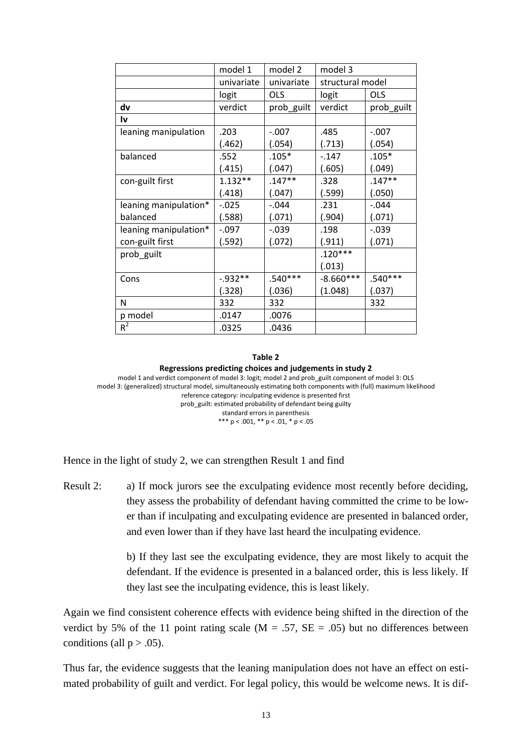| | model 1 | model 2 | model 3 | |
|---|---|---|---|---|
| | univariate | univariate | structural model | |
| | logit | OLS | logit | OLS |
| **dv** | verdict | prob_guilt | verdict | prob_guilt |
| **Iv** | | | | |
| leaning manipulation | .203<br>(.462) | -.007<br>(.054) | .485<br>(.713) | -.007<br>(.054) |
| balanced | .552<br>(.415) | .105*<br>(.047) | -.147<br>(.605) | .105*<br>(.049) |
| con-guilt first | 1.132**<br>(.418) | .147**<br>(.047) | .328<br>(.599) | .147**<br>(.050) |
| leaning manipulation* balanced | -.025<br>(.588) | -.044<br>(.071) | .231<br>(.904) | -.044<br>(.071) |
| leaning manipulation* con-guilt first | -.097<br>(.592) | -.039<br>(.072) | .198<br>(.911) | -.039<br>(.071) |
| prob_guilt | | | .120***<br>(.013) | |
| Cons | -.932**<br>(.328) | .540***<br>(.036) | -8.660***<br>(1.048) | .540***<br>(.037) |
| N | 332 | 332 | | 332 |
| p model | .0147 | .0076 | | |
| $R^2$ | .0325 | .0436 | | |

**Table 2**

**Regressions predicting choices and judgements in study 2**

model 1 and verdict component of model 3: logit; model 2 and prob_guilt component of model 3: OLS
model 3: (generalized) structural model, simultaneously estimating both components with (full) maximum likelihood
reference category: inculpating evidence is presented first
prob_guilt: estimated probability of defendant being guilty
standard errors in parenthesis
*** p < .001, ** p < .01, * p < .05

Hence in the light of study 2, we can strengthen Result 1 and find

Result 2: a) If mock jurors see the exculpating evidence most recently before deciding, they assess the probability of defendant having committed the crime to be lower than if inculpating and exculpating evidence are presented in balanced order, and even lower than if they have last heard the inculpating evidence.

b) If they last see the exculpating evidence, they are most likely to acquit the defendant. If the evidence is presented in a balanced order, this is less likely. If they last see the inculpating evidence, this is least likely.

Again we find consistent coherence effects with evidence being shifted in the direction of the verdict by 5% of the 11 point rating scale ($M = .57$, $SE = .05$) but no differences between conditions (all $p > .05$).

Thus far, the evidence suggests that the leaning manipulation does not have an effect on estimated probability of guilt and verdict. For legal policy, this would be welcome news. It is dif-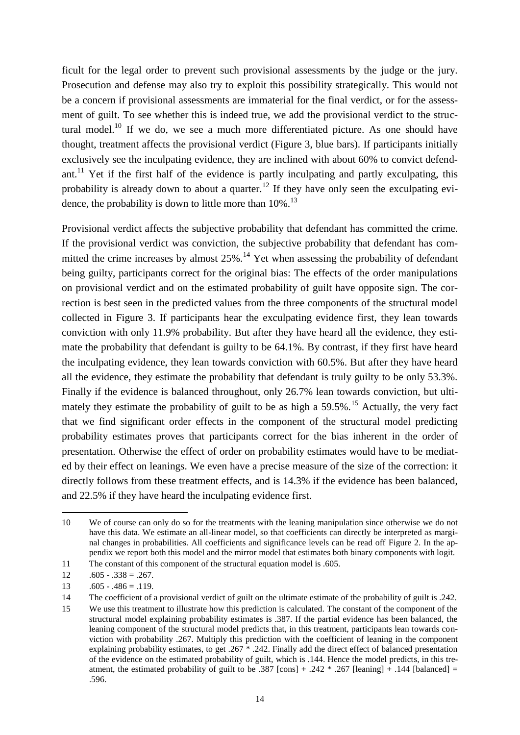ficult for the legal order to prevent such provisional assessments by the judge or the jury. Prosecution and defense may also try to exploit this possibility strategically. This would not be a concern if provisional assessments are immaterial for the final verdict, or for the assessment of guilt. To see whether this is indeed true, we add the provisional verdict to the structural model.[10] If we do, we see a much more differentiated picture. As one should have thought, treatment affects the provisional verdict (Figure 3, blue bars). If participants initially exclusively see the inculpating evidence, they are inclined with about 60% to convict defendant.[11] Yet if the first half of the evidence is partly inculpating and partly exculpating, this probability is already down to about a quarter.[12] If they have only seen the exculpating evidence, the probability is down to little more than 10%.[13]

Provisional verdict affects the subjective probability that defendant has committed the crime. If the provisional verdict was conviction, the subjective probability that defendant has committed the crime increases by almost 25%.[14] Yet when assessing the probability of defendant being guilty, participants correct for the original bias: The effects of the order manipulations on provisional verdict and on the estimated probability of guilt have opposite sign. The correction is best seen in the predicted values from the three components of the structural model collected in Figure 3. If participants hear the exculpating evidence first, they lean towards conviction with only 11.9% probability. But after they have heard all the evidence, they estimate the probability that defendant is guilty to be 64.1%. By contrast, if they first have heard the inculpating evidence, they lean towards conviction with 60.5%. But after they have heard all the evidence, they estimate the probability that defendant is truly guilty to be only 53.3%. Finally if the evidence is balanced throughout, only 26.7% lean towards conviction, but ultimately they estimate the probability of guilt to be as high a 59.5%.[15] Actually, the very fact that we find significant order effects in the component of the structural model predicting probability estimates proves that participants correct for the bias inherent in the order of presentation. Otherwise the effect of order on probability estimates would have to be mediated by their effect on leanings. We even have a precise measure of the size of the correction: it directly follows from these treatment effects, and is 14.3% if the evidence has been balanced, and 22.5% if they have heard the inculpating evidence first.

---

10 We of course can only do so for the treatments with the leaning manipulation since otherwise we do not have this data. We estimate an all-linear model, so that coefficients can directly be interpreted as marginal changes in probabilities. All coefficients and significance levels can be read off Figure 2. In the appendix we report both this model and the mirror model that estimates both binary components with logit.

11 The constant of this component of the structural equation model is .605.

12 .605 - .338 = .267.

13 .605 - .486 = .119.

14 The coefficient of a provisional verdict of guilt on the ultimate estimate of the probability of guilt is .242.

15 We use this treatment to illustrate how this prediction is calculated. The constant of the component of the structural model explaining probability estimates is .387. If the partial evidence has been balanced, the leaning component of the structural model predicts that, in this treatment, participants lean towards conviction with probability .267. Multiply this prediction with the coefficient of leaning in the component explaining probability estimates, to get .267 * .242. Finally add the direct effect of balanced presentation of the evidence on the estimated probability of guilt, which is .144. Hence the model predicts, in this treatment, the estimated probability of guilt to be .387 [cons] + .242 * .267 [leaning] + .144 [balanced] = .596.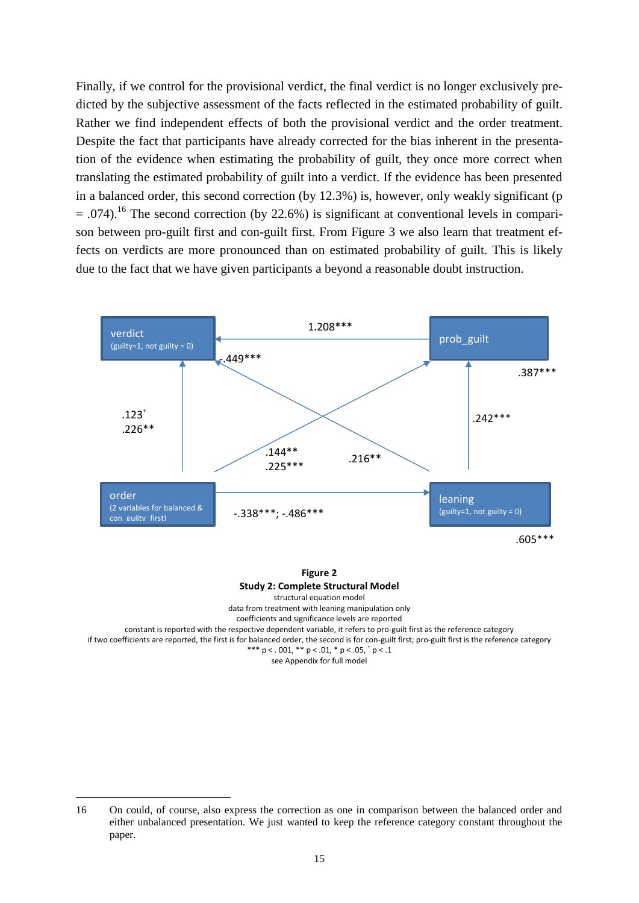Finally, if we control for the provisional verdict, the final verdict is no longer exclusively predicted by the subjective assessment of the facts reflected in the estimated probability of guilt. Rather we find independent effects of both the provisional verdict and the order treatment. Despite the fact that participants have already corrected for the bias inherent in the presentation of the evidence when estimating the probability of guilt, they once more correct when translating the estimated probability of guilt into a verdict. If the evidence has been presented in a balanced order, this second correction (by 12.3%) is, however, only weakly significant ($p = .074$).[16] The second correction (by 22.6%) is significant at conventional levels in comparison between pro-guilt first and con-guilt first. From Figure 3 we also learn that treatment effects on verdicts are more pronounced than on estimated probability of guilt. This is likely due to the fact that we have given participants a beyond a reasonable doubt instruction.

verdict (guilty=1, not guilty = 0)

prob_guilt

order (2 variables for balanced & con guilty first)

leaning (guilty=1, not guilty = 0)

1.208***

-.449***

.387***

.123⁺
.226**

.242***

.144**
.225***

.216**

-.338***; -.486***

.605***

**Figure 2**

**Study 2: Complete Structural Model**

structural equation model
data from treatment with leaning manipulation only
coefficients and significance levels are reported
constant is reported with the respective dependent variable, it refers to pro-guilt first as the reference category
if two coefficients are reported, the first is for balanced order, the second is for con-guilt first; pro-guilt first is the reference category
*** $p < .001$, ** $p < .01$, * $p < .05$, ⁺ $p < .1$
see Appendix for full model

---

16 On could, of course, also express the correction as one in comparison between the balanced order and either unbalanced presentation. We just wanted to keep the reference category constant throughout the paper.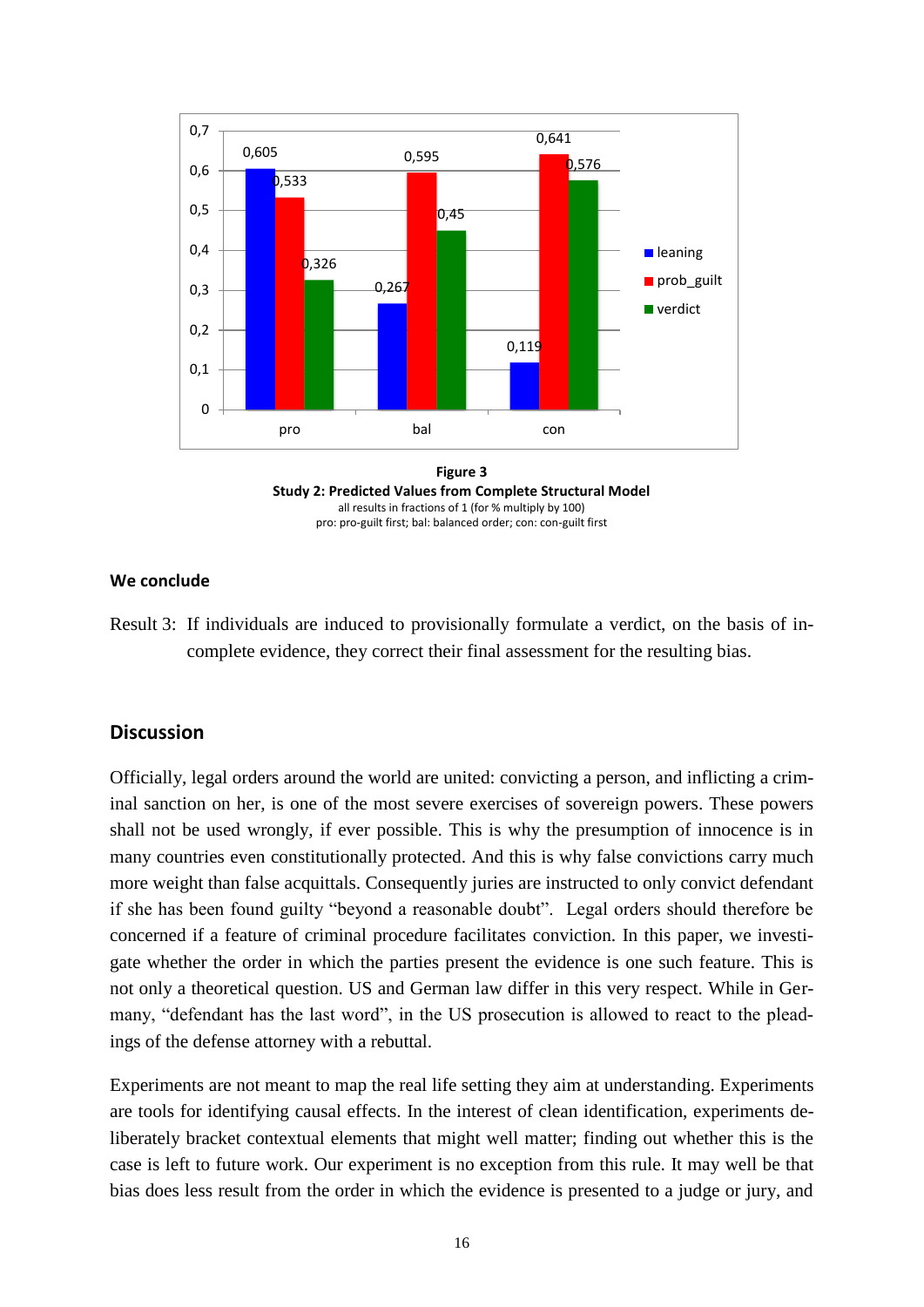| | leaning | prob_guilt | verdict |
|---|---|---|---|
| pro | 0,605 | 0,533 | 0,326 |
| bal | 0,267 | 0,595 | 0,45 |
| con | 0,119 | 0,641 | 0,576 |

**Figure 3**
**Study 2: Predicted Values from Complete Structural Model**
all results in fractions of 1 (for % multiply by 100)
pro: pro-guilt first; bal: balanced order; con: con-guilt first

**We conclude**

Result 3: If individuals are induced to provisionally formulate a verdict, on the basis of incomplete evidence, they correct their final assessment for the resulting bias.

## Discussion

Officially, legal orders around the world are united: convicting a person, and inflicting a criminal sanction on her, is one of the most severe exercises of sovereign powers. These powers shall not be used wrongly, if ever possible. This is why the presumption of innocence is in many countries even constitutionally protected. And this is why false convictions carry much more weight than false acquittals. Consequently juries are instructed to only convict defendant if she has been found guilty "beyond a reasonable doubt". Legal orders should therefore be concerned if a feature of criminal procedure facilitates conviction. In this paper, we investigate whether the order in which the parties present the evidence is one such feature. This is not only a theoretical question. US and German law differ in this very respect. While in Germany, "defendant has the last word", in the US prosecution is allowed to react to the pleadings of the defense attorney with a rebuttal.

Experiments are not meant to map the real life setting they aim at understanding. Experiments are tools for identifying causal effects. In the interest of clean identification, experiments deliberately bracket contextual elements that might well matter; finding out whether this is the case is left to future work. Our experiment is no exception from this rule. It may well be that bias does less result from the order in which the evidence is presented to a judge or jury, and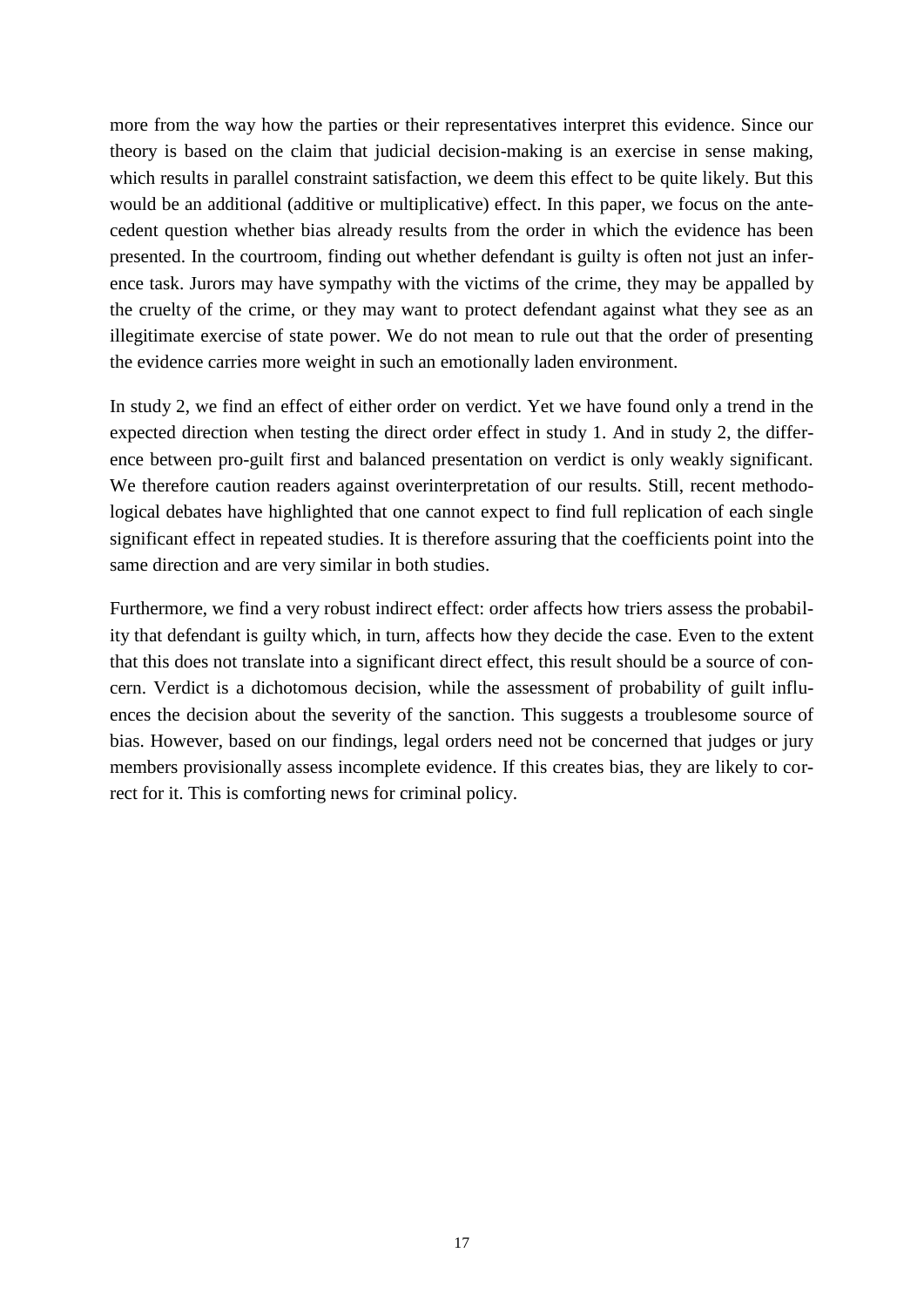more from the way how the parties or their representatives interpret this evidence. Since our theory is based on the claim that judicial decision-making is an exercise in sense making, which results in parallel constraint satisfaction, we deem this effect to be quite likely. But this would be an additional (additive or multiplicative) effect. In this paper, we focus on the antecedent question whether bias already results from the order in which the evidence has been presented. In the courtroom, finding out whether defendant is guilty is often not just an inference task. Jurors may have sympathy with the victims of the crime, they may be appalled by the cruelty of the crime, or they may want to protect defendant against what they see as an illegitimate exercise of state power. We do not mean to rule out that the order of presenting the evidence carries more weight in such an emotionally laden environment.

In study 2, we find an effect of either order on verdict. Yet we have found only a trend in the expected direction when testing the direct order effect in study 1. And in study 2, the difference between pro-guilt first and balanced presentation on verdict is only weakly significant. We therefore caution readers against overinterpretation of our results. Still, recent methodological debates have highlighted that one cannot expect to find full replication of each single significant effect in repeated studies. It is therefore assuring that the coefficients point into the same direction and are very similar in both studies.

Furthermore, we find a very robust indirect effect: order affects how triers assess the probability that defendant is guilty which, in turn, affects how they decide the case. Even to the extent that this does not translate into a significant direct effect, this result should be a source of concern. Verdict is a dichotomous decision, while the assessment of probability of guilt influences the decision about the severity of the sanction. This suggests a troublesome source of bias. However, based on our findings, legal orders need not be concerned that judges or jury members provisionally assess incomplete evidence. If this creates bias, they are likely to correct for it. This is comforting news for criminal policy.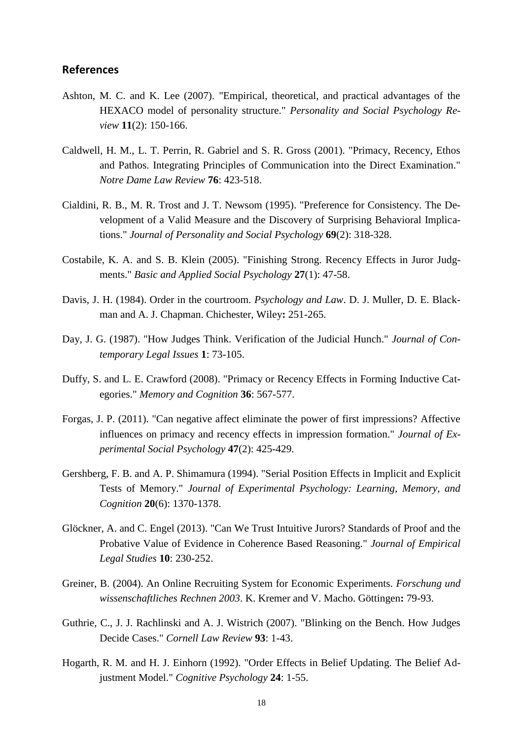## References

Ashton, M. C. and K. Lee (2007). "Empirical, theoretical, and practical advantages of the HEXACO model of personality structure." *Personality and Social Psychology Review* **11**(2): 150-166.

Caldwell, H. M., L. T. Perrin, R. Gabriel and S. R. Gross (2001). "Primacy, Recency, Ethos and Pathos. Integrating Principles of Communication into the Direct Examination." *Notre Dame Law Review* **76**: 423-518.

Cialdini, R. B., M. R. Trost and J. T. Newsom (1995). "Preference for Consistency. The Development of a Valid Measure and the Discovery of Surprising Behavioral Implications." *Journal of Personality and Social Psychology* **69**(2): 318-328.

Costabile, K. A. and S. B. Klein (2005). "Finishing Strong. Recency Effects in Juror Judgments." *Basic and Applied Social Psychology* **27**(1): 47-58.

Davis, J. H. (1984). Order in the courtroom. *Psychology and Law*. D. J. Muller, D. E. Blackman and A. J. Chapman. Chichester, Wiley**:** 251-265.

Day, J. G. (1987). "How Judges Think. Verification of the Judicial Hunch." *Journal of Contemporary Legal Issues* **1**: 73-105.

Duffy, S. and L. E. Crawford (2008). "Primacy or Recency Effects in Forming Inductive Categories." *Memory and Cognition* **36**: 567-577.

Forgas, J. P. (2011). "Can negative affect eliminate the power of first impressions? Affective influences on primacy and recency effects in impression formation." *Journal of Experimental Social Psychology* **47**(2): 425-429.

Gershberg, F. B. and A. P. Shimamura (1994). "Serial Position Effects in Implicit and Explicit Tests of Memory." *Journal of Experimental Psychology: Learning, Memory, and Cognition* **20**(6): 1370-1378.

Glöckner, A. and C. Engel (2013). "Can We Trust Intuitive Jurors? Standards of Proof and the Probative Value of Evidence in Coherence Based Reasoning." *Journal of Empirical Legal Studies* **10**: 230-252.

Greiner, B. (2004). An Online Recruiting System for Economic Experiments. *Forschung und wissenschaftliches Rechnen 2003*. K. Kremer and V. Macho. Göttingen**:** 79-93.

Guthrie, C., J. J. Rachlinski and A. J. Wistrich (2007). "Blinking on the Bench. How Judges Decide Cases." *Cornell Law Review* **93**: 1-43.

Hogarth, R. M. and H. J. Einhorn (1992). "Order Effects in Belief Updating. The Belief Adjustment Model." *Cognitive Psychology* **24**: 1-55.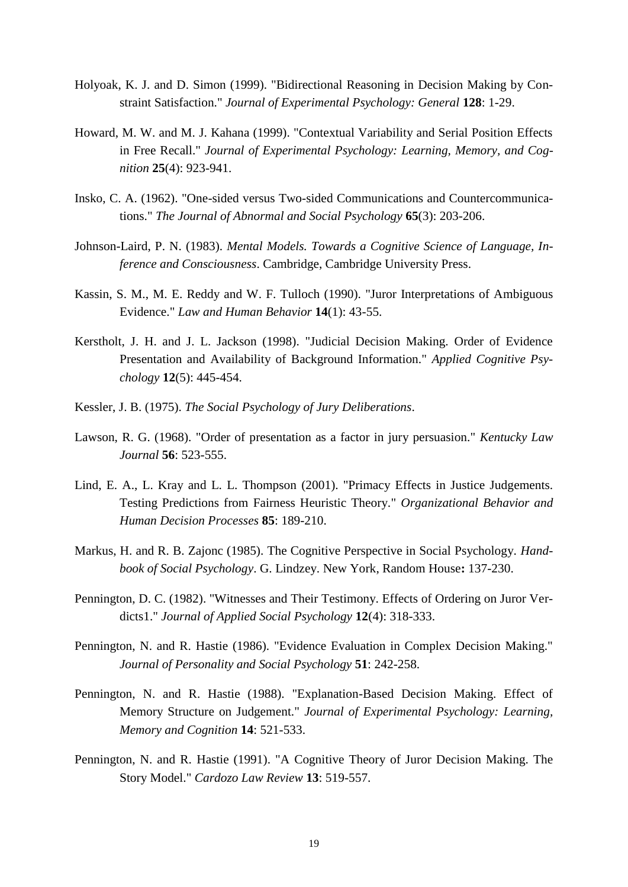Holyoak, K. J. and D. Simon (1999). "Bidirectional Reasoning in Decision Making by Constraint Satisfaction." *Journal of Experimental Psychology: General* **128**: 1-29.

Howard, M. W. and M. J. Kahana (1999). "Contextual Variability and Serial Position Effects in Free Recall." *Journal of Experimental Psychology: Learning, Memory, and Cognition* **25**(4): 923-941.

Insko, C. A. (1962). "One-sided versus Two-sided Communications and Countercommunications." *The Journal of Abnormal and Social Psychology* **65**(3): 203-206.

Johnson-Laird, P. N. (1983). *Mental Models. Towards a Cognitive Science of Language, Inference and Consciousness*. Cambridge, Cambridge University Press.

Kassin, S. M., M. E. Reddy and W. F. Tulloch (1990). "Juror Interpretations of Ambiguous Evidence." *Law and Human Behavior* **14**(1): 43-55.

Kerstholt, J. H. and J. L. Jackson (1998). "Judicial Decision Making. Order of Evidence Presentation and Availability of Background Information." *Applied Cognitive Psychology* **12**(5): 445-454.

Kessler, J. B. (1975). *The Social Psychology of Jury Deliberations*.

Lawson, R. G. (1968). "Order of presentation as a factor in jury persuasion." *Kentucky Law Journal* **56**: 523-555.

Lind, E. A., L. Kray and L. L. Thompson (2001). "Primacy Effects in Justice Judgements. Testing Predictions from Fairness Heuristic Theory." *Organizational Behavior and Human Decision Processes* **85**: 189-210.

Markus, H. and R. B. Zajonc (1985). The Cognitive Perspective in Social Psychology. *Handbook of Social Psychology*. G. Lindzey. New York, Random House**:** 137-230.

Pennington, D. C. (1982). "Witnesses and Their Testimony. Effects of Ordering on Juror Verdicts1." *Journal of Applied Social Psychology* **12**(4): 318-333.

Pennington, N. and R. Hastie (1986). "Evidence Evaluation in Complex Decision Making." *Journal of Personality and Social Psychology* **51**: 242-258.

Pennington, N. and R. Hastie (1988). "Explanation-Based Decision Making. Effect of Memory Structure on Judgement." *Journal of Experimental Psychology: Learning, Memory and Cognition* **14**: 521-533.

Pennington, N. and R. Hastie (1991). "A Cognitive Theory of Juror Decision Making. The Story Model." *Cardozo Law Review* **13**: 519-557.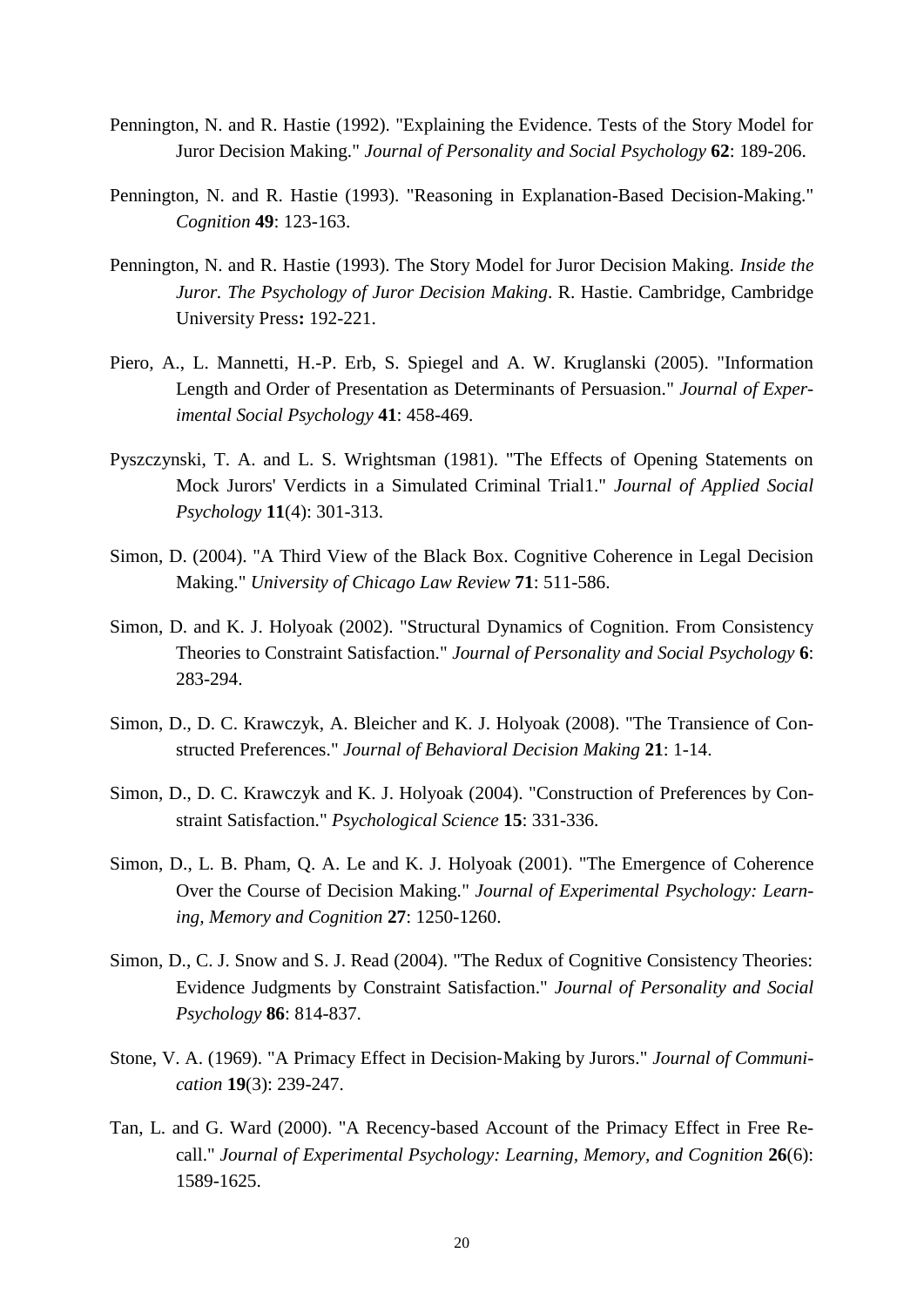Pennington, N. and R. Hastie (1992). "Explaining the Evidence. Tests of the Story Model for Juror Decision Making." *Journal of Personality and Social Psychology* **62**: 189-206.

Pennington, N. and R. Hastie (1993). "Reasoning in Explanation-Based Decision-Making." *Cognition* **49**: 123-163.

Pennington, N. and R. Hastie (1993). The Story Model for Juror Decision Making. *Inside the Juror. The Psychology of Juror Decision Making*. R. Hastie. Cambridge, Cambridge University Press**:** 192-221.

Piero, A., L. Mannetti, H.-P. Erb, S. Spiegel and A. W. Kruglanski (2005). "Information Length and Order of Presentation as Determinants of Persuasion." *Journal of Experimental Social Psychology* **41**: 458-469.

Pyszczynski, T. A. and L. S. Wrightsman (1981). "The Effects of Opening Statements on Mock Jurors' Verdicts in a Simulated Criminal Trial1." *Journal of Applied Social Psychology* **11**(4): 301-313.

Simon, D. (2004). "A Third View of the Black Box. Cognitive Coherence in Legal Decision Making." *University of Chicago Law Review* **71**: 511-586.

Simon, D. and K. J. Holyoak (2002). "Structural Dynamics of Cognition. From Consistency Theories to Constraint Satisfaction." *Journal of Personality and Social Psychology* **6**: 283-294.

Simon, D., D. C. Krawczyk, A. Bleicher and K. J. Holyoak (2008). "The Transience of Constructed Preferences." *Journal of Behavioral Decision Making* **21**: 1-14.

Simon, D., D. C. Krawczyk and K. J. Holyoak (2004). "Construction of Preferences by Constraint Satisfaction." *Psychological Science* **15**: 331-336.

Simon, D., L. B. Pham, Q. A. Le and K. J. Holyoak (2001). "The Emergence of Coherence Over the Course of Decision Making." *Journal of Experimental Psychology: Learning, Memory and Cognition* **27**: 1250-1260.

Simon, D., C. J. Snow and S. J. Read (2004). "The Redux of Cognitive Consistency Theories: Evidence Judgments by Constraint Satisfaction." *Journal of Personality and Social Psychology* **86**: 814-837.

Stone, V. A. (1969). "A Primacy Effect in Decision-Making by Jurors." *Journal of Communication* **19**(3): 239-247.

Tan, L. and G. Ward (2000). "A Recency-based Account of the Primacy Effect in Free Recall." *Journal of Experimental Psychology: Learning, Memory, and Cognition* **26**(6): 1589-1625.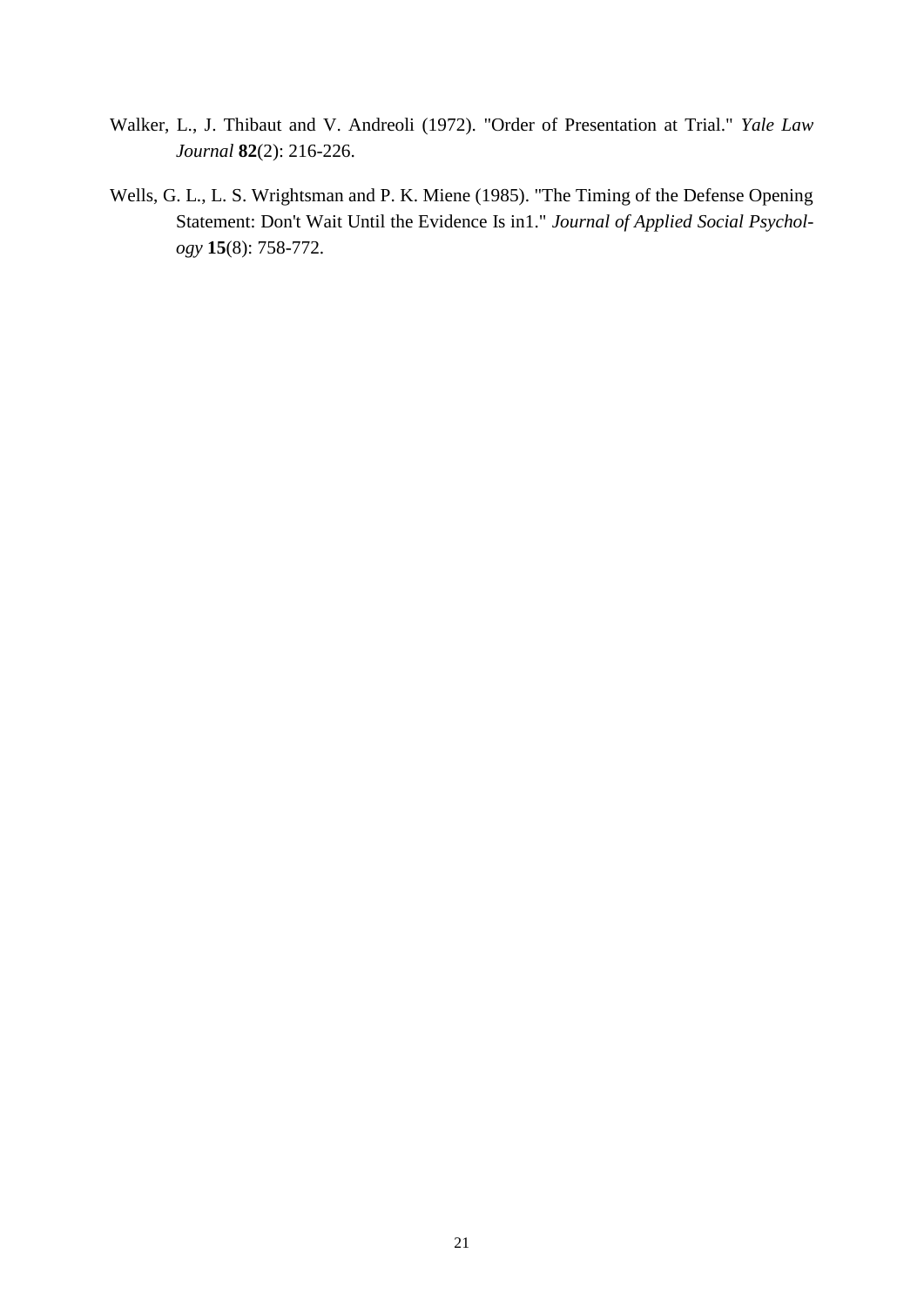Walker, L., J. Thibaut and V. Andreoli (1972). "Order of Presentation at Trial." *Yale Law Journal* **82**(2): 216-226.

Wells, G. L., L. S. Wrightsman and P. K. Miene (1985). "The Timing of the Defense Opening Statement: Don't Wait Until the Evidence Is in1." *Journal of Applied Social Psychology* **15**(8): 758-772.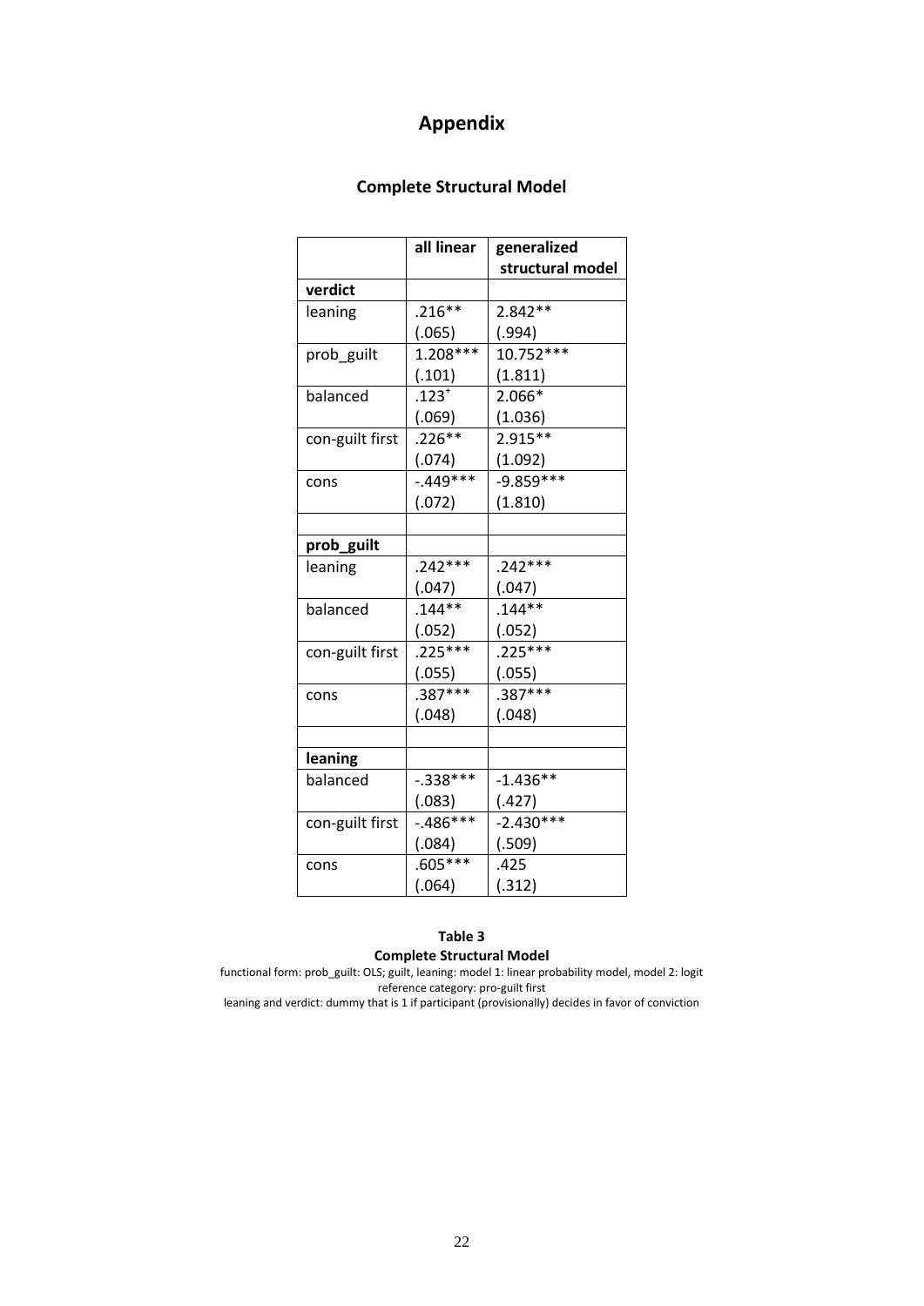# Appendix

## Complete Structural Model

| | all linear | generalized structural model |
|---|---|---|
| **verdict** | | |
| leaning | .216** | 2.842** |
| | (.065) | (.994) |
| prob_guilt | 1.208*** | 10.752*** |
| | (.101) | (1.811) |
| balanced | .123⁺ | 2.066* |
| | (.069) | (1.036) |
| con-guilt first | .226** | 2.915** |
| | (.074) | (1.092) |
| cons | -.449*** | -9.859*** |
| | (.072) | (1.810) |
| | | |
| **prob_guilt** | | |
| leaning | .242*** | .242*** |
| | (.047) | (.047) |
| balanced | .144** | .144** |
| | (.052) | (.052) |
| con-guilt first | .225*** | .225*** |
| | (.055) | (.055) |
| cons | .387*** | .387*** |
| | (.048) | (.048) |
| | | |
| **leaning** | | |
| balanced | -.338*** | -1.436** |
| | (.083) | (.427) |
| con-guilt first | -.486*** | -2.430*** |
| | (.084) | (.509) |
| cons | .605*** | .425 |
| | (.064) | (.312) |

**Table 3**
**Complete Structural Model**

functional form: prob_guilt: OLS; guilt, leaning: model 1: linear probability model, model 2: logit
reference category: pro-guilt first
leaning and verdict: dummy that is 1 if participant (provisionally) decides in favor of conviction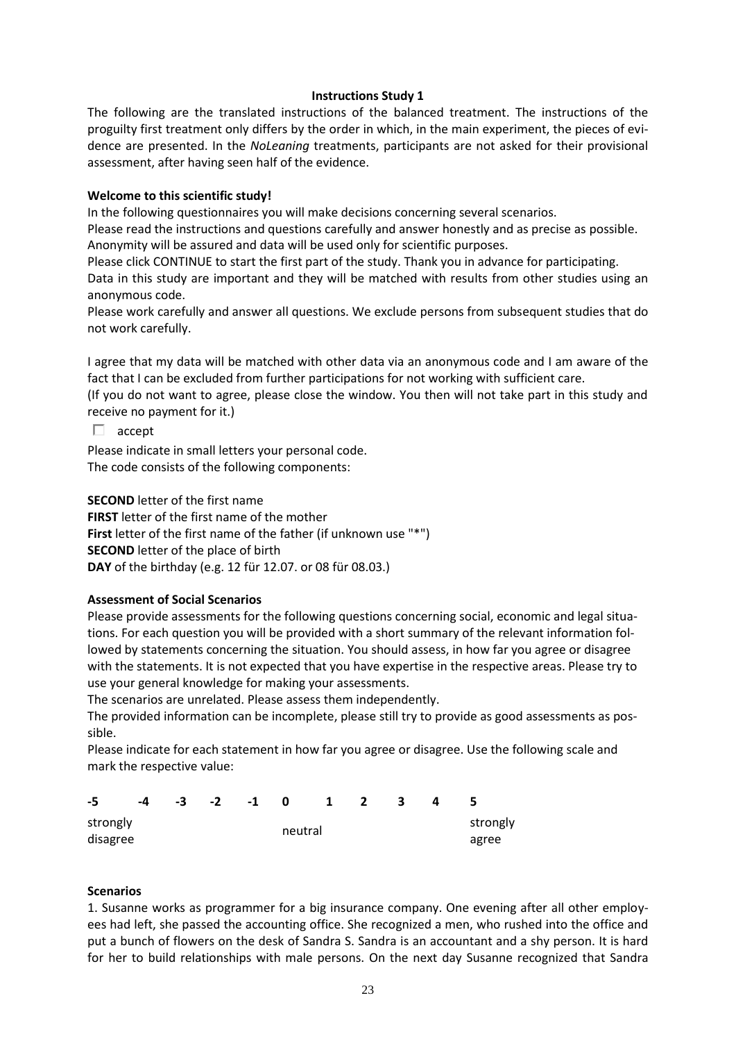### Instructions Study 1

The following are the translated instructions of the balanced treatment. The instructions of the proguilty first treatment only differs by the order in which, in the main experiment, the pieces of evidence are presented. In the *NoLeaning* treatments, participants are not asked for their provisional assessment, after having seen half of the evidence.

**Welcome to this scientific study!**

In the following questionnaires you will make decisions concerning several scenarios.

Please read the instructions and questions carefully and answer honestly and as precise as possible.

Anonymity will be assured and data will be used only for scientific purposes.

Please click CONTINUE to start the first part of the study. Thank you in advance for participating.

Data in this study are important and they will be matched with results from other studies using an anonymous code.

Please work carefully and answer all questions. We exclude persons from subsequent studies that do not work carefully.

I agree that my data will be matched with other data via an anonymous code and I am aware of the fact that I can be excluded from further participations for not working with sufficient care.

(If you do not want to agree, please close the window. You then will not take part in this study and receive no payment for it.)

☐ accept

Please indicate in small letters your personal code.

The code consists of the following components:

**SECOND** letter of the first name
**FIRST** letter of the first name of the mother
**First** letter of the first name of the father (if unknown use "*")
**SECOND** letter of the place of birth
**DAY** of the birthday (e.g. 12 für 12.07. or 08 für 08.03.)

**Assessment of Social Scenarios**

Please provide assessments for the following questions concerning social, economic and legal situations. For each question you will be provided with a short summary of the relevant information followed by statements concerning the situation. You should assess, in how far you agree or disagree with the statements. It is not expected that you have expertise in the respective areas. Please try to use your general knowledge for making your assessments.

The scenarios are unrelated. Please assess them independently.

The provided information can be incomplete, please still try to provide as good assessments as possible.

Please indicate for each statement in how far you agree or disagree. Use the following scale and mark the respective value:

| -5 | -4 | -3 | -2 | -1 | 0 | 1 | 2 | 3 | 4 | 5 |
|---|---|---|---|---|---|---|---|---|---|---|
| strongly disagree | | | | | neutral | | | | | strongly agree |

**Scenarios**

1. Susanne works as programmer for a big insurance company. One evening after all other employees had left, she passed the accounting office. She recognized a men, who rushed into the office and put a bunch of flowers on the desk of Sandra S. Sandra is an accountant and a shy person. It is hard for her to build relationships with male persons. On the next day Susanne recognized that Sandra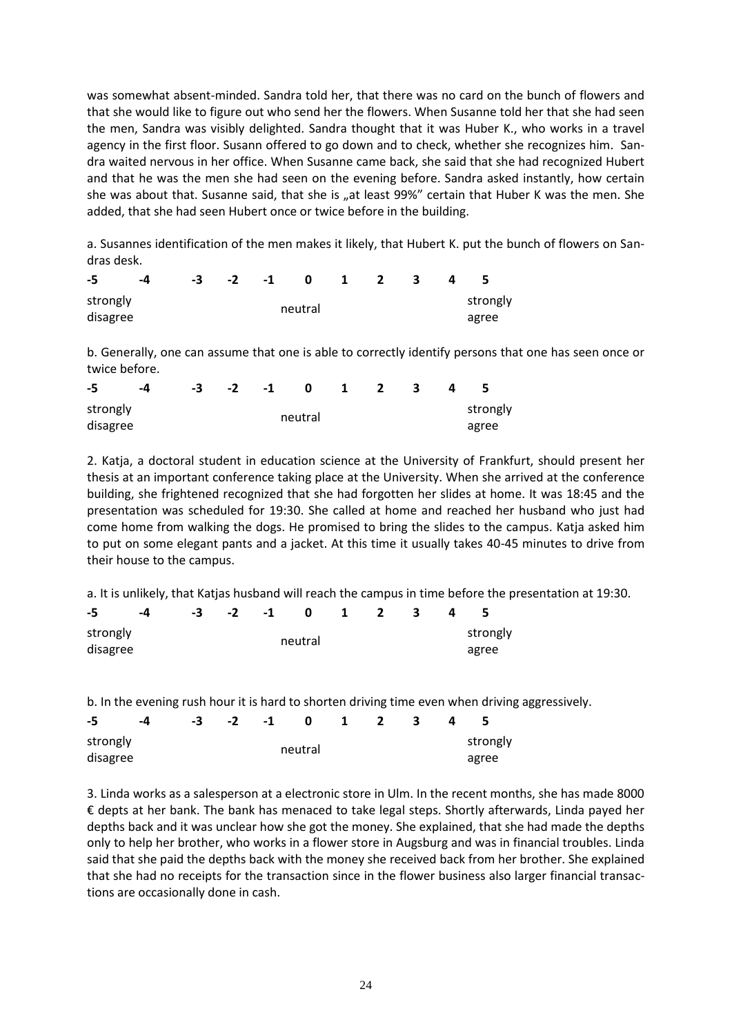was somewhat absent-minded. Sandra told her, that there was no card on the bunch of flowers and that she would like to figure out who send her the flowers. When Susanne told her that she had seen the men, Sandra was visibly delighted. Sandra thought that it was Huber K., who works in a travel agency in the first floor. Susann offered to go down and to check, whether she recognizes him. Sandra waited nervous in her office. When Susanne came back, she said that she had recognized Hubert and that he was the men she had seen on the evening before. Sandra asked instantly, how certain she was about that. Susanne said, that she is „at least 99%" certain that Huber K was the men. She added, that she had seen Hubert once or twice before in the building.

a. Susannes identification of the men makes it likely, that Hubert K. put the bunch of flowers on Sandras desk.

| -5 | -4 | -3 | -2 | -1 | 0 | 1 | 2 | 3 | 4 | 5 |
|---|---|---|---|---|---|---|---|---|---|---|
| strongly disagree | | | | | neutral | | | | | strongly agree |

b. Generally, one can assume that one is able to correctly identify persons that one has seen once or twice before.

| -5 | -4 | -3 | -2 | -1 | 0 | 1 | 2 | 3 | 4 | 5 |
|---|---|---|---|---|---|---|---|---|---|---|
| strongly disagree | | | | | neutral | | | | | strongly agree |

2. Katja, a doctoral student in education science at the University of Frankfurt, should present her thesis at an important conference taking place at the University. When she arrived at the conference building, she frightened recognized that she had forgotten her slides at home. It was 18:45 and the presentation was scheduled for 19:30. She called at home and reached her husband who just had come home from walking the dogs. He promised to bring the slides to the campus. Katja asked him to put on some elegant pants and a jacket. At this time it usually takes 40-45 minutes to drive from their house to the campus.

a. It is unlikely, that Katjas husband will reach the campus in time before the presentation at 19:30.

| -5 | -4 | -3 | -2 | -1 | 0 | 1 | 2 | 3 | 4 | 5 |
|---|---|---|---|---|---|---|---|---|---|---|
| strongly disagree | | | | | neutral | | | | | strongly agree |

b. In the evening rush hour it is hard to shorten driving time even when driving aggressively.

| -5 | -4 | -3 | -2 | -1 | 0 | 1 | 2 | 3 | 4 | 5 |
|---|---|---|---|---|---|---|---|---|---|---|
| strongly disagree | | | | | neutral | | | | | strongly agree |

3. Linda works as a salesperson at a electronic store in Ulm. In the recent months, she has made 8000 € depts at her bank. The bank has menaced to take legal steps. Shortly afterwards, Linda payed her depths back and it was unclear how she got the money. She explained, that she had made the depths only to help her brother, who works in a flower store in Augsburg and was in financial troubles. Linda said that she paid the depths back with the money she received back from her brother. She explained that she had no receipts for the transaction since in the flower business also larger financial transactions are occasionally done in cash.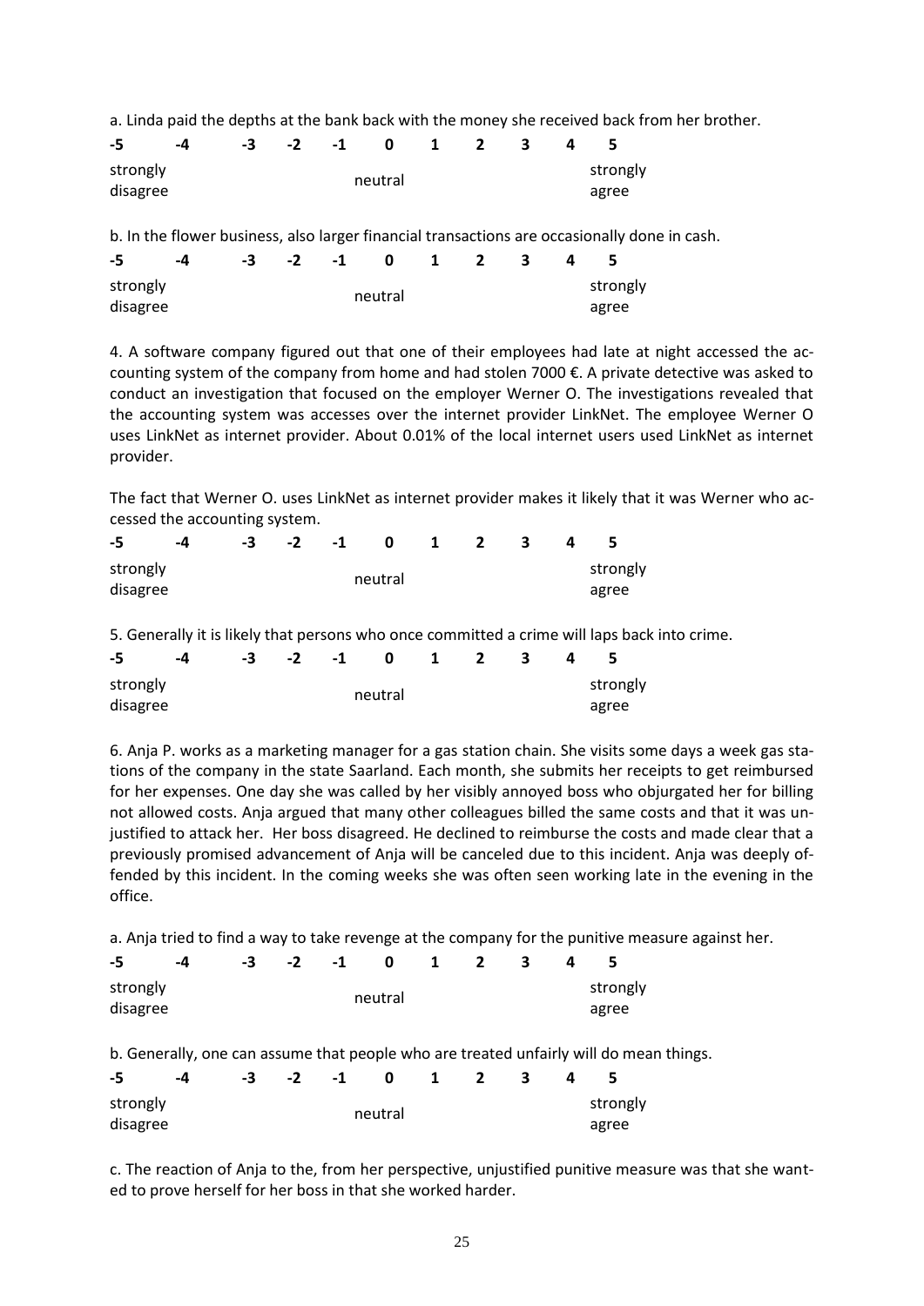a. Linda paid the depths at the bank back with the money she received back from her brother.

| -5 | -4 | -3 | -2 | -1 | 0 | 1 | 2 | 3 | 4 | 5 |
|---|---|---|---|---|---|---|---|---|---|---|
| strongly disagree | | | | | neutral | | | | | strongly agree |

b. In the flower business, also larger financial transactions are occasionally done in cash.

| -5 | -4 | -3 | -2 | -1 | 0 | 1 | 2 | 3 | 4 | 5 |
|---|---|---|---|---|---|---|---|---|---|---|
| strongly disagree | | | | | neutral | | | | | strongly agree |

4. A software company figured out that one of their employees had late at night accessed the accounting system of the company from home and had stolen 7000 €. A private detective was asked to conduct an investigation that focused on the employer Werner O. The investigations revealed that the accounting system was accesses over the internet provider LinkNet. The employee Werner O uses LinkNet as internet provider. About 0.01% of the local internet users used LinkNet as internet provider.

The fact that Werner O. uses LinkNet as internet provider makes it likely that it was Werner who accessed the accounting system.

| -5 | -4 | -3 | -2 | -1 | 0 | 1 | 2 | 3 | 4 | 5 |
|---|---|---|---|---|---|---|---|---|---|---|
| strongly disagree | | | | | neutral | | | | | strongly agree |

5. Generally it is likely that persons who once committed a crime will laps back into crime.

| -5 | -4 | -3 | -2 | -1 | 0 | 1 | 2 | 3 | 4 | 5 |
|---|---|---|---|---|---|---|---|---|---|---|
| strongly disagree | | | | | neutral | | | | | strongly agree |

6. Anja P. works as a marketing manager for a gas station chain. She visits some days a week gas stations of the company in the state Saarland. Each month, she submits her receipts to get reimbursed for her expenses. One day she was called by her visibly annoyed boss who objurgated her for billing not allowed costs. Anja argued that many other colleagues billed the same costs and that it was unjustified to attack her. Her boss disagreed. He declined to reimburse the costs and made clear that a previously promised advancement of Anja will be canceled due to this incident. Anja was deeply offended by this incident. In the coming weeks she was often seen working late in the evening in the office.

a. Anja tried to find a way to take revenge at the company for the punitive measure against her.

| -5 | -4 | -3 | -2 | -1 | 0 | 1 | 2 | 3 | 4 | 5 |
|---|---|---|---|---|---|---|---|---|---|---|
| strongly disagree | | | | | neutral | | | | | strongly agree |

b. Generally, one can assume that people who are treated unfairly will do mean things.

| -5 | -4 | -3 | -2 | -1 | 0 | 1 | 2 | 3 | 4 | 5 |
|---|---|---|---|---|---|---|---|---|---|---|
| strongly disagree | | | | | neutral | | | | | strongly agree |

c. The reaction of Anja to the, from her perspective, unjustified punitive measure was that she wanted to prove herself for her boss in that she worked harder.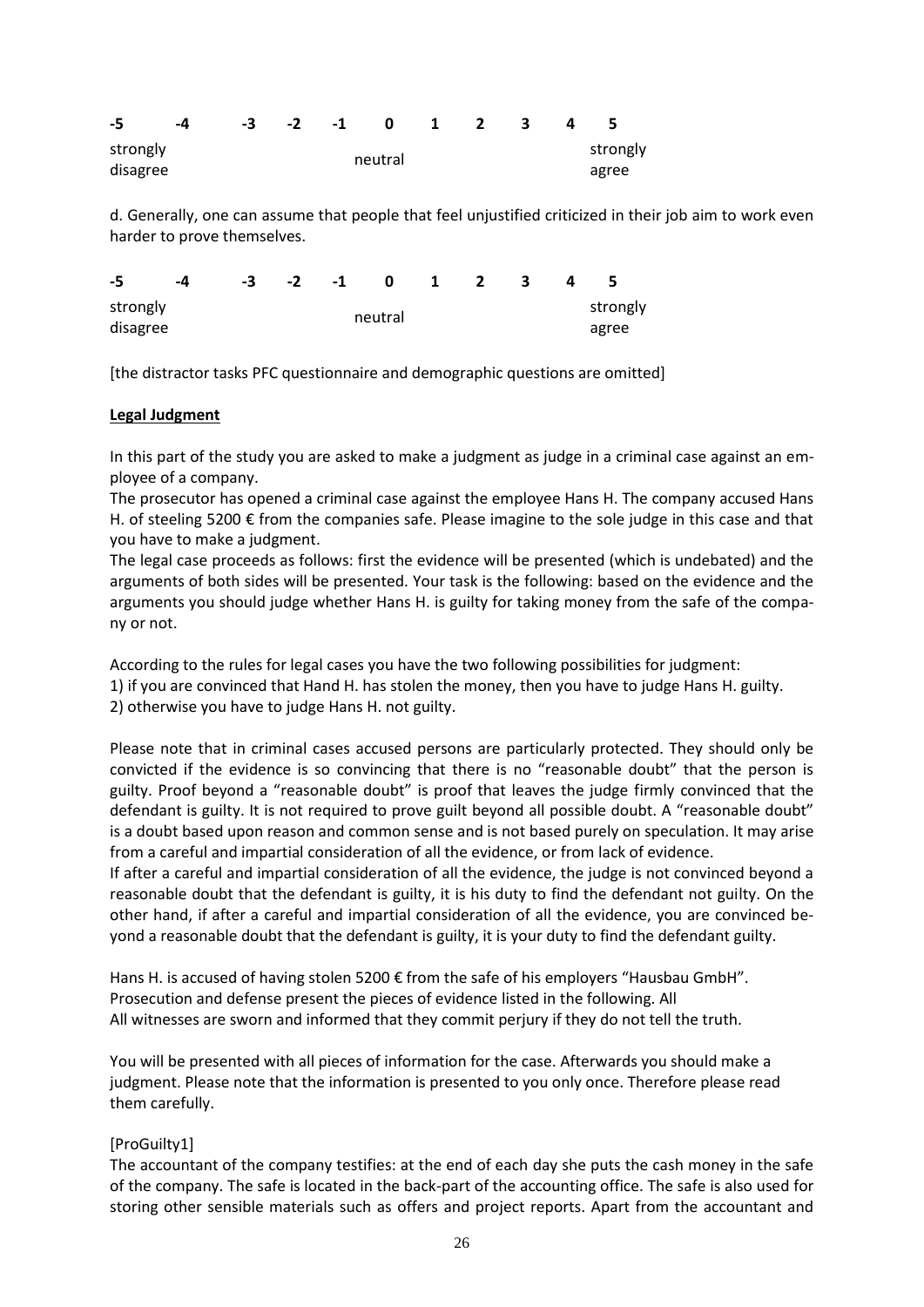| -5 | -4 | -3 | -2 | -1 | 0 | 1 | 2 | 3 | 4 | 5 |
|---|---|---|---|---|---|---|---|---|---|---|
| strongly disagree | | | | | neutral | | | | | strongly agree |

d. Generally, one can assume that people that feel unjustified criticized in their job aim to work even harder to prove themselves.

| -5 | -4 | -3 | -2 | -1 | 0 | 1 | 2 | 3 | 4 | 5 |
|---|---|---|---|---|---|---|---|---|---|---|
| strongly disagree | | | | | neutral | | | | | strongly agree |

[the distractor tasks PFC questionnaire and demographic questions are omitted]

**Legal Judgment**

In this part of the study you are asked to make a judgment as judge in a criminal case against an employee of a company.

The prosecutor has opened a criminal case against the employee Hans H. The company accused Hans H. of steeling 5200 € from the companies safe. Please imagine to the sole judge in this case and that you have to make a judgment.

The legal case proceeds as follows: first the evidence will be presented (which is undebated) and the arguments of both sides will be presented. Your task is the following: based on the evidence and the arguments you should judge whether Hans H. is guilty for taking money from the safe of the company or not.

According to the rules for legal cases you have the two following possibilities for judgment:
1) if you are convinced that Hand H. has stolen the money, then you have to judge Hans H. guilty.
2) otherwise you have to judge Hans H. not guilty.

Please note that in criminal cases accused persons are particularly protected. They should only be convicted if the evidence is so convincing that there is no "reasonable doubt" that the person is guilty. Proof beyond a "reasonable doubt" is proof that leaves the judge firmly convinced that the defendant is guilty. It is not required to prove guilt beyond all possible doubt. A "reasonable doubt" is a doubt based upon reason and common sense and is not based purely on speculation. It may arise from a careful and impartial consideration of all the evidence, or from lack of evidence.
If after a careful and impartial consideration of all the evidence, the judge is not convinced beyond a reasonable doubt that the defendant is guilty, it is his duty to find the defendant not guilty. On the other hand, if after a careful and impartial consideration of all the evidence, you are convinced beyond a reasonable doubt that the defendant is guilty, it is your duty to find the defendant guilty.

Hans H. is accused of having stolen 5200 € from the safe of his employers "Hausbau GmbH".
Prosecution and defense present the pieces of evidence listed in the following. All
All witnesses are sworn and informed that they commit perjury if they do not tell the truth.

You will be presented with all pieces of information for the case. Afterwards you should make a judgment. Please note that the information is presented to you only once. Therefore please read them carefully.

[ProGuilty1]
The accountant of the company testifies: at the end of each day she puts the cash money in the safe of the company. The safe is located in the back-part of the accounting office. The safe is also used for storing other sensible materials such as offers and project reports. Apart from the accountant and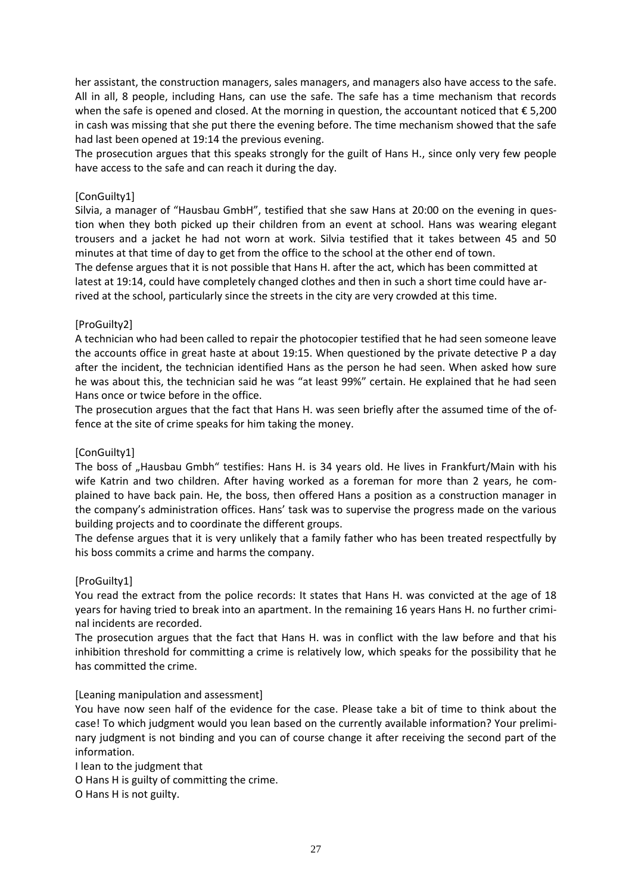her assistant, the construction managers, sales managers, and managers also have access to the safe. All in all, 8 people, including Hans, can use the safe. The safe has a time mechanism that records when the safe is opened and closed. At the morning in question, the accountant noticed that € 5,200 in cash was missing that she put there the evening before. The time mechanism showed that the safe had last been opened at 19:14 the previous evening.

The prosecution argues that this speaks strongly for the guilt of Hans H., since only very few people have access to the safe and can reach it during the day.

[ConGuilty1]

Silvia, a manager of "Hausbau GmbH", testified that she saw Hans at 20:00 on the evening in question when they both picked up their children from an event at school. Hans was wearing elegant trousers and a jacket he had not worn at work. Silvia testified that it takes between 45 and 50 minutes at that time of day to get from the office to the school at the other end of town.

The defense argues that it is not possible that Hans H. after the act, which has been committed at latest at 19:14, could have completely changed clothes and then in such a short time could have arrived at the school, particularly since the streets in the city are very crowded at this time.

[ProGuilty2]

A technician who had been called to repair the photocopier testified that he had seen someone leave the accounts office in great haste at about 19:15. When questioned by the private detective P a day after the incident, the technician identified Hans as the person he had seen. When asked how sure he was about this, the technician said he was "at least 99%" certain. He explained that he had seen Hans once or twice before in the office.

The prosecution argues that the fact that Hans H. was seen briefly after the assumed time of the offence at the site of crime speaks for him taking the money.

[ConGuilty1]

The boss of „Hausbau Gmbh" testifies: Hans H. is 34 years old. He lives in Frankfurt/Main with his wife Katrin and two children. After having worked as a foreman for more than 2 years, he complained to have back pain. He, the boss, then offered Hans a position as a construction manager in the company's administration offices. Hans' task was to supervise the progress made on the various building projects and to coordinate the different groups.

The defense argues that it is very unlikely that a family father who has been treated respectfully by his boss commits a crime and harms the company.

[ProGuilty1]

You read the extract from the police records: It states that Hans H. was convicted at the age of 18 years for having tried to break into an apartment. In the remaining 16 years Hans H. no further criminal incidents are recorded.

The prosecution argues that the fact that Hans H. was in conflict with the law before and that his inhibition threshold for committing a crime is relatively low, which speaks for the possibility that he has committed the crime.

[Leaning manipulation and assessment]

You have now seen half of the evidence for the case. Please take a bit of time to think about the case! To which judgment would you lean based on the currently available information? Your preliminary judgment is not binding and you can of course change it after receiving the second part of the information.

I lean to the judgment that

O Hans H is guilty of committing the crime.

O Hans H is not guilty.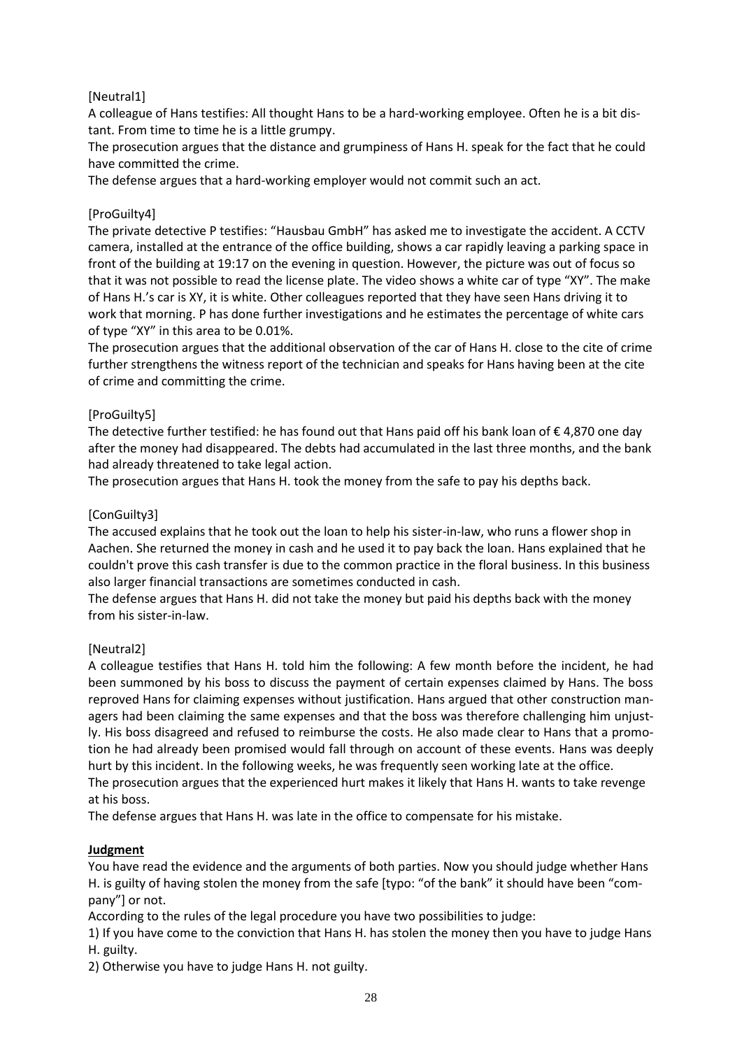[Neutral1]

A colleague of Hans testifies: All thought Hans to be a hard-working employee. Often he is a bit distant. From time to time he is a little grumpy.

The prosecution argues that the distance and grumpiness of Hans H. speak for the fact that he could have committed the crime.

The defense argues that a hard-working employer would not commit such an act.

[ProGuilty4]

The private detective P testifies: "Hausbau GmbH" has asked me to investigate the accident. A CCTV camera, installed at the entrance of the office building, shows a car rapidly leaving a parking space in front of the building at 19:17 on the evening in question. However, the picture was out of focus so that it was not possible to read the license plate. The video shows a white car of type "XY". The make of Hans H.'s car is XY, it is white. Other colleagues reported that they have seen Hans driving it to work that morning. P has done further investigations and he estimates the percentage of white cars of type "XY" in this area to be 0.01%.

The prosecution argues that the additional observation of the car of Hans H. close to the cite of crime further strengthens the witness report of the technician and speaks for Hans having been at the cite of crime and committing the crime.

[ProGuilty5]

The detective further testified: he has found out that Hans paid off his bank loan of € 4,870 one day after the money had disappeared. The debts had accumulated in the last three months, and the bank had already threatened to take legal action.

The prosecution argues that Hans H. took the money from the safe to pay his depths back.

[ConGuilty3]

The accused explains that he took out the loan to help his sister-in-law, who runs a flower shop in Aachen. She returned the money in cash and he used it to pay back the loan. Hans explained that he couldn't prove this cash transfer is due to the common practice in the floral business. In this business also larger financial transactions are sometimes conducted in cash.

The defense argues that Hans H. did not take the money but paid his depths back with the money from his sister-in-law.

[Neutral2]

A colleague testifies that Hans H. told him the following: A few month before the incident, he had been summoned by his boss to discuss the payment of certain expenses claimed by Hans. The boss reproved Hans for claiming expenses without justification. Hans argued that other construction managers had been claiming the same expenses and that the boss was therefore challenging him unjustly. His boss disagreed and refused to reimburse the costs. He also made clear to Hans that a promotion he had already been promised would fall through on account of these events. Hans was deeply hurt by this incident. In the following weeks, he was frequently seen working late at the office.

The prosecution argues that the experienced hurt makes it likely that Hans H. wants to take revenge at his boss.

The defense argues that Hans H. was late in the office to compensate for his mistake.

**Judgment**

You have read the evidence and the arguments of both parties. Now you should judge whether Hans H. is guilty of having stolen the money from the safe [typo: "of the bank" it should have been "company"] or not.

According to the rules of the legal procedure you have two possibilities to judge:

1) If you have come to the conviction that Hans H. has stolen the money then you have to judge Hans H. guilty.

2) Otherwise you have to judge Hans H. not guilty.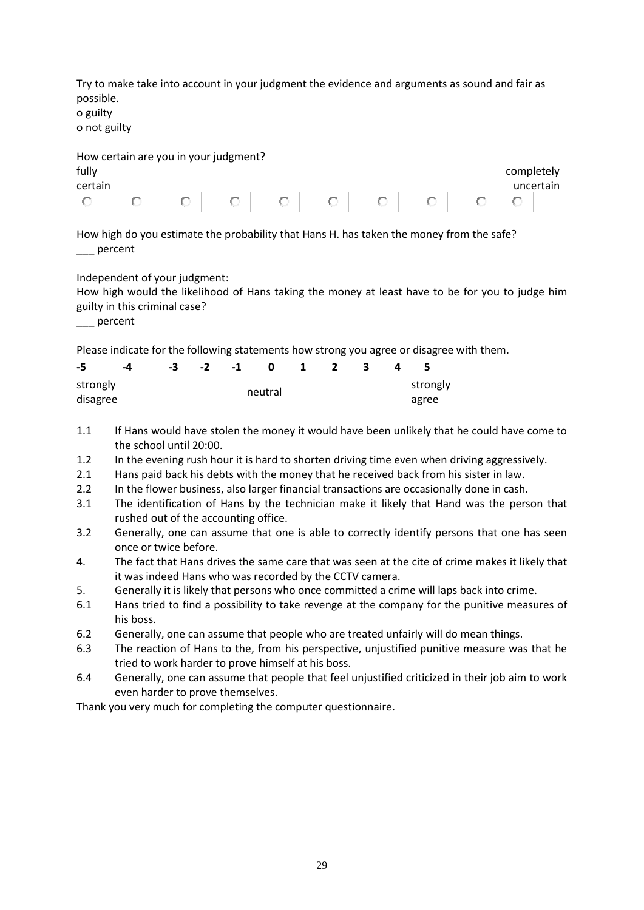Try to make take into account in your judgment the evidence and arguments as sound and fair as possible.

o guilty

o not guilty

How certain are you in your judgment?

| fully certain | | | | | | | | | completely uncertain |
|---|---|---|---|---|---|---|---|---|---|
| ○ | ○ | ○ | ○ | ○ | ○ | ○ | ○ | ○ | ○ |

How high do you estimate the probability that Hans H. has taken the money from the safe?

___ percent

Independent of your judgment:

How high would the likelihood of Hans taking the money at least have to be for you to judge him guilty in this criminal case?

___ percent

Please indicate for the following statements how strong you agree or disagree with them.

| -5 | -4 | -3 | -2 | -1 | 0 | 1 | 2 | 3 | 4 | 5 |
|---|---|---|---|---|---|---|---|---|---|---|
| strongly disagree | | | | | neutral | | | | | strongly agree |

1.1 If Hans would have stolen the money it would have been unlikely that he could have come to the school until 20:00.

1.2 In the evening rush hour it is hard to shorten driving time even when driving aggressively.

2.1 Hans paid back his debts with the money that he received back from his sister in law.

2.2 In the flower business, also larger financial transactions are occasionally done in cash.

3.1 The identification of Hans by the technician make it likely that Hand was the person that rushed out of the accounting office.

3.2 Generally, one can assume that one is able to correctly identify persons that one has seen once or twice before.

4. The fact that Hans drives the same care that was seen at the cite of crime makes it likely that it was indeed Hans who was recorded by the CCTV camera.

5. Generally it is likely that persons who once committed a crime will laps back into crime.

6.1 Hans tried to find a possibility to take revenge at the company for the punitive measures of his boss.

6.2 Generally, one can assume that people who are treated unfairly will do mean things.

6.3 The reaction of Hans to the, from his perspective, unjustified punitive measure was that he tried to work harder to prove himself at his boss.

6.4 Generally, one can assume that people that feel unjustified criticized in their job aim to work even harder to prove themselves.

Thank you very much for completing the computer questionnaire.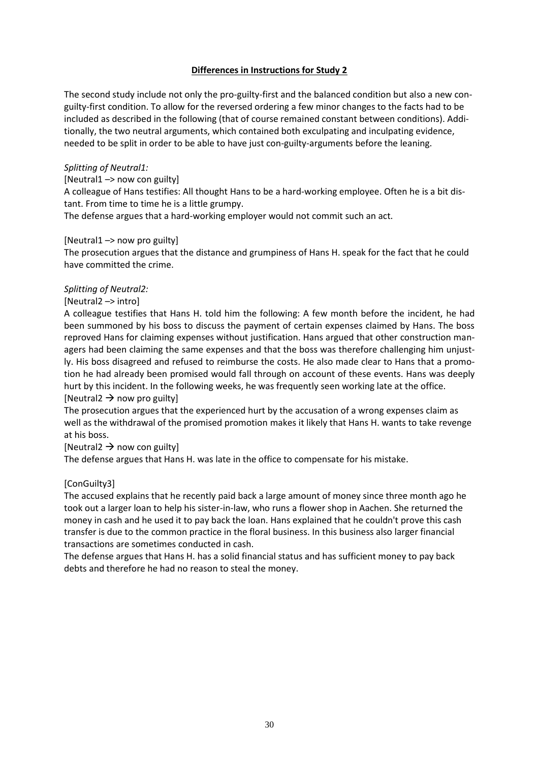**Differences in Instructions for Study 2**

The second study include not only the pro-guilty-first and the balanced condition but also a new con-guilty-first condition. To allow for the reversed ordering a few minor changes to the facts had to be included as described in the following (that of course remained constant between conditions). Additionally, the two neutral arguments, which contained both exculpating and inculpating evidence, needed to be split in order to be able to have just con-guilty-arguments before the leaning.

*Splitting of Neutral1:*

[Neutral1 –> now con guilty]

A colleague of Hans testifies: All thought Hans to be a hard-working employee. Often he is a bit distant. From time to time he is a little grumpy.

The defense argues that a hard-working employer would not commit such an act.

[Neutral1 –> now pro guilty]

The prosecution argues that the distance and grumpiness of Hans H. speak for the fact that he could have committed the crime.

*Splitting of Neutral2:*

[Neutral2 –> intro]

A colleague testifies that Hans H. told him the following: A few month before the incident, he had been summoned by his boss to discuss the payment of certain expenses claimed by Hans. The boss reproved Hans for claiming expenses without justification. Hans argued that other construction managers had been claiming the same expenses and that the boss was therefore challenging him unjustly. His boss disagreed and refused to reimburse the costs. He also made clear to Hans that a promotion he had already been promised would fall through on account of these events. Hans was deeply hurt by this incident. In the following weeks, he was frequently seen working late at the office.

[Neutral2 → now pro guilty]

The prosecution argues that the experienced hurt by the accusation of a wrong expenses claim as well as the withdrawal of the promised promotion makes it likely that Hans H. wants to take revenge at his boss.

[Neutral2 → now con guilty]

The defense argues that Hans H. was late in the office to compensate for his mistake.

[ConGuilty3]

The accused explains that he recently paid back a large amount of money since three month ago he took out a larger loan to help his sister-in-law, who runs a flower shop in Aachen. She returned the money in cash and he used it to pay back the loan. Hans explained that he couldn't prove this cash transfer is due to the common practice in the floral business. In this business also larger financial transactions are sometimes conducted in cash.

The defense argues that Hans H. has a solid financial status and has sufficient money to pay back debts and therefore he had no reason to steal the money.